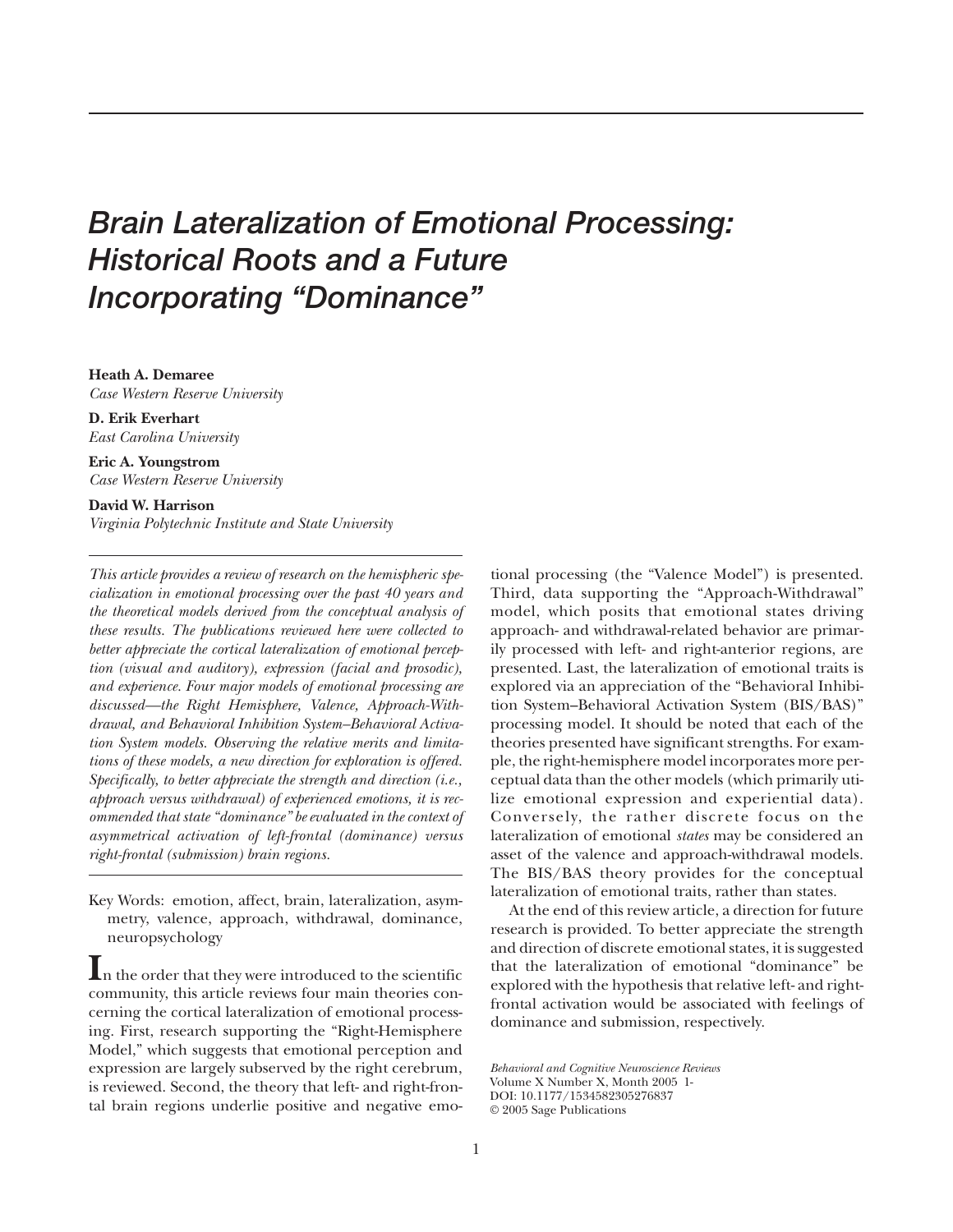# Brain Lateralization of Emotional Processing: Historical Roots and a Future Incorporating "Dominance"

**Heath A. Demaree**
*Case Western Reserve University*

**D. Erik Everhart**
*East Carolina University*

**Eric A. Youngstrom**
*Case Western Reserve University*

**David W. Harrison**
*Virginia Polytechnic Institute and State University*

*This article provides a review of research on the hemispheric specialization in emotional processing over the past 40 years and the theoretical models derived from the conceptual analysis of these results. The publications reviewed here were collected to better appreciate the cortical lateralization of emotional perception (visual and auditory), expression (facial and prosodic), and experience. Four major models of emotional processing are discussed—the Right Hemisphere, Valence, Approach-Withdrawal, and Behavioral Inhibition System–Behavioral Activation System models. Observing the relative merits and limitations of these models, a new direction for exploration is offered. Specifically, to better appreciate the strength and direction (i.e., approach versus withdrawal) of experienced emotions, it is recommended that state "dominance" be evaluated in the context of asymmetrical activation of left-frontal (dominance) versus right-frontal (submission) brain regions.*

Key Words: emotion, affect, brain, lateralization, asymmetry, valence, approach, withdrawal, dominance, neuropsychology

In the order that they were introduced to the scientific community, this article reviews four main theories concerning the cortical lateralization of emotional processing. First, research supporting the "Right-Hemisphere Model," which suggests that emotional perception and expression are largely subserved by the right cerebrum, is reviewed. Second, the theory that left- and right-frontal brain regions underlie positive and negative emotional processing (the "Valence Model") is presented. Third, data supporting the "Approach-Withdrawal" model, which posits that emotional states driving approach- and withdrawal-related behavior are primarily processed with left- and right-anterior regions, are presented. Last, the lateralization of emotional traits is explored via an appreciation of the "Behavioral Inhibition System–Behavioral Activation System (BIS/BAS)" processing model. It should be noted that each of the theories presented have significant strengths. For example, the right-hemisphere model incorporates more perceptual data than the other models (which primarily utilize emotional expression and experiential data). Conversely, the rather discrete focus on the lateralization of emotional *states* may be considered an asset of the valence and approach-withdrawal models. The BIS/BAS theory provides for the conceptual lateralization of emotional traits, rather than states.

At the end of this review article, a direction for future research is provided. To better appreciate the strength and direction of discrete emotional states, it is suggested that the lateralization of emotional "dominance" be explored with the hypothesis that relative left- and right-frontal activation would be associated with feelings of dominance and submission, respectively.

*Behavioral and Cognitive Neuroscience Reviews*
Volume X Number X, Month 2005 1-
DOI: 10.1177/1534582305276837
© 2005 Sage Publications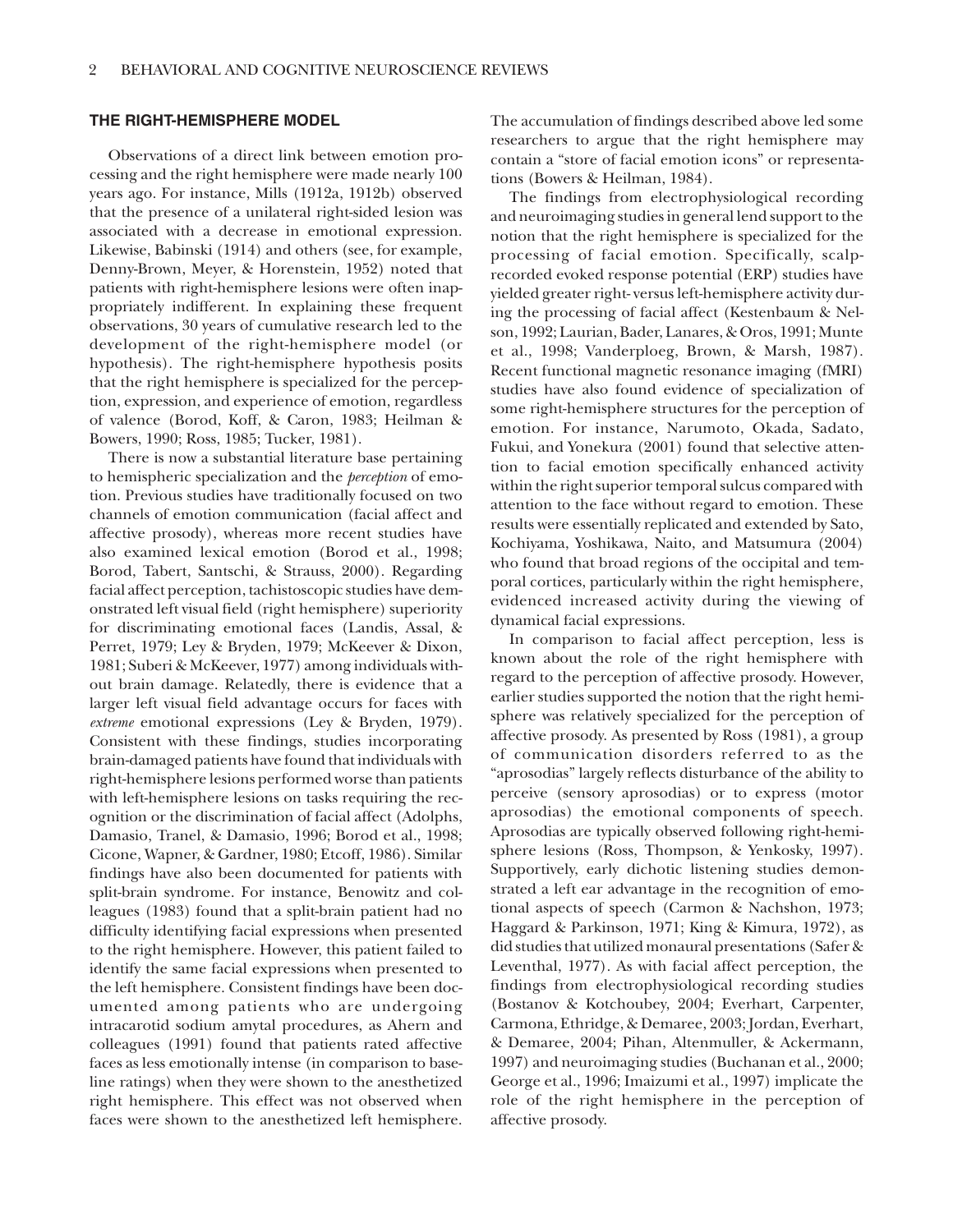## THE RIGHT-HEMISPHERE MODEL

Observations of a direct link between emotion processing and the right hemisphere were made nearly 100 years ago. For instance, Mills (1912a, 1912b) observed that the presence of a unilateral right-sided lesion was associated with a decrease in emotional expression. Likewise, Babinski (1914) and others (see, for example, Denny-Brown, Meyer, & Horenstein, 1952) noted that patients with right-hemisphere lesions were often inappropriately indifferent. In explaining these frequent observations, 30 years of cumulative research led to the development of the right-hemisphere model (or hypothesis). The right-hemisphere hypothesis posits that the right hemisphere is specialized for the perception, expression, and experience of emotion, regardless of valence (Borod, Koff, & Caron, 1983; Heilman & Bowers, 1990; Ross, 1985; Tucker, 1981).

There is now a substantial literature base pertaining to hemispheric specialization and the *perception* of emotion. Previous studies have traditionally focused on two channels of emotion communication (facial affect and affective prosody), whereas more recent studies have also examined lexical emotion (Borod et al., 1998; Borod, Tabert, Santschi, & Strauss, 2000). Regarding facial affect perception, tachistoscopic studies have demonstrated left visual field (right hemisphere) superiority for discriminating emotional faces (Landis, Assal, & Perret, 1979; Ley & Bryden, 1979; McKeever & Dixon, 1981; Suberi & McKeever, 1977) among individuals without brain damage. Relatedly, there is evidence that a larger left visual field advantage occurs for faces with *extreme* emotional expressions (Ley & Bryden, 1979). Consistent with these findings, studies incorporating brain-damaged patients have found that individuals with right-hemisphere lesions performed worse than patients with left-hemisphere lesions on tasks requiring the recognition or the discrimination of facial affect (Adolphs, Damasio, Tranel, & Damasio, 1996; Borod et al., 1998; Cicone, Wapner, & Gardner, 1980; Etcoff, 1986). Similar findings have also been documented for patients with split-brain syndrome. For instance, Benowitz and colleagues (1983) found that a split-brain patient had no difficulty identifying facial expressions when presented to the right hemisphere. However, this patient failed to identify the same facial expressions when presented to the left hemisphere. Consistent findings have been documented among patients who are undergoing intracarotid sodium amytal procedures, as Ahern and colleagues (1991) found that patients rated affective faces as less emotionally intense (in comparison to baseline ratings) when they were shown to the anesthetized right hemisphere. This effect was not observed when faces were shown to the anesthetized left hemisphere. The accumulation of findings described above led some researchers to argue that the right hemisphere may contain a "store of facial emotion icons" or representations (Bowers & Heilman, 1984).

The findings from electrophysiological recording and neuroimaging studies in general lend support to the notion that the right hemisphere is specialized for the processing of facial emotion. Specifically, scalp-recorded evoked response potential (ERP) studies have yielded greater right- versus left-hemisphere activity during the processing of facial affect (Kestenbaum & Nelson, 1992; Laurian, Bader, Lanares, & Oros, 1991; Munte et al., 1998; Vanderploeg, Brown, & Marsh, 1987). Recent functional magnetic resonance imaging (fMRI) studies have also found evidence of specialization of some right-hemisphere structures for the perception of emotion. For instance, Narumoto, Okada, Sadato, Fukui, and Yonekura (2001) found that selective attention to facial emotion specifically enhanced activity within the right superior temporal sulcus compared with attention to the face without regard to emotion. These results were essentially replicated and extended by Sato, Kochiyama, Yoshikawa, Naito, and Matsumura (2004) who found that broad regions of the occipital and temporal cortices, particularly within the right hemisphere, evidenced increased activity during the viewing of dynamical facial expressions.

In comparison to facial affect perception, less is known about the role of the right hemisphere with regard to the perception of affective prosody. However, earlier studies supported the notion that the right hemisphere was relatively specialized for the perception of affective prosody. As presented by Ross (1981), a group of communication disorders referred to as the "aprosodias" largely reflects disturbance of the ability to perceive (sensory aprosodias) or to express (motor aprosodias) the emotional components of speech. Aprosodias are typically observed following right-hemisphere lesions (Ross, Thompson, & Yenkosky, 1997). Supportively, early dichotic listening studies demonstrated a left ear advantage in the recognition of emotional aspects of speech (Carmon & Nachshon, 1973; Haggard & Parkinson, 1971; King & Kimura, 1972), as did studies that utilized monaural presentations (Safer & Leventhal, 1977). As with facial affect perception, the findings from electrophysiological recording studies (Bostanov & Kotchoubey, 2004; Everhart, Carpenter, Carmona, Ethridge, & Demaree, 2003; Jordan, Everhart, & Demaree, 2004; Pihan, Altenmuller, & Ackermann, 1997) and neuroimaging studies (Buchanan et al., 2000; George et al., 1996; Imaizumi et al., 1997) implicate the role of the right hemisphere in the perception of affective prosody.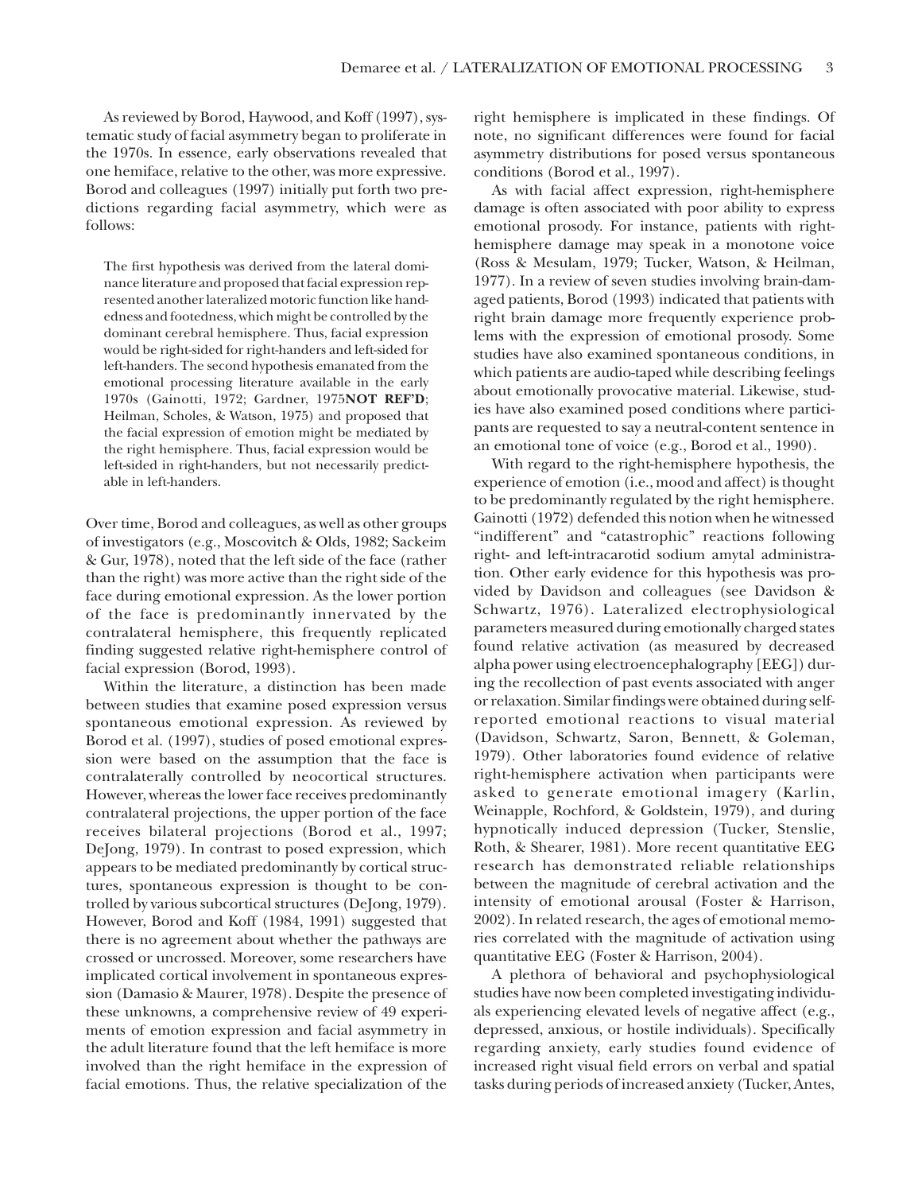As reviewed by Borod, Haywood, and Koff (1997), systematic study of facial asymmetry began to proliferate in the 1970s. In essence, early observations revealed that one hemiface, relative to the other, was more expressive. Borod and colleagues (1997) initially put forth two predictions regarding facial asymmetry, which were as follows:

> The first hypothesis was derived from the lateral dominance literature and proposed that facial expression represented another lateralized motoric function like handedness and footedness, which might be controlled by the dominant cerebral hemisphere. Thus, facial expression would be right-sided for right-handers and left-sided for left-handers. The second hypothesis emanated from the emotional processing literature available in the early 1970s (Gainotti, 1972; Gardner, 1975**NOT REF'D**; Heilman, Scholes, & Watson, 1975) and proposed that the facial expression of emotion might be mediated by the right hemisphere. Thus, facial expression would be left-sided in right-handers, but not necessarily predictable in left-handers.

Over time, Borod and colleagues, as well as other groups of investigators (e.g., Moscovitch & Olds, 1982; Sackeim & Gur, 1978), noted that the left side of the face (rather than the right) was more active than the right side of the face during emotional expression. As the lower portion of the face is predominantly innervated by the contralateral hemisphere, this frequently replicated finding suggested relative right-hemisphere control of facial expression (Borod, 1993).

Within the literature, a distinction has been made between studies that examine posed expression versus spontaneous emotional expression. As reviewed by Borod et al. (1997), studies of posed emotional expression were based on the assumption that the face is contralaterally controlled by neocortical structures. However, whereas the lower face receives predominantly contralateral projections, the upper portion of the face receives bilateral projections (Borod et al., 1997; DeJong, 1979). In contrast to posed expression, which appears to be mediated predominantly by cortical structures, spontaneous expression is thought to be controlled by various subcortical structures (DeJong, 1979). However, Borod and Koff (1984, 1991) suggested that there is no agreement about whether the pathways are crossed or uncrossed. Moreover, some researchers have implicated cortical involvement in spontaneous expression (Damasio & Maurer, 1978). Despite the presence of these unknowns, a comprehensive review of 49 experiments of emotion expression and facial asymmetry in the adult literature found that the left hemiface is more involved than the right hemiface in the expression of facial emotions. Thus, the relative specialization of the right hemisphere is implicated in these findings. Of note, no significant differences were found for facial asymmetry distributions for posed versus spontaneous conditions (Borod et al., 1997).

As with facial affect expression, right-hemisphere damage is often associated with poor ability to express emotional prosody. For instance, patients with right-hemisphere damage may speak in a monotone voice (Ross & Mesulam, 1979; Tucker, Watson, & Heilman, 1977). In a review of seven studies involving brain-damaged patients, Borod (1993) indicated that patients with right brain damage more frequently experience problems with the expression of emotional prosody. Some studies have also examined spontaneous conditions, in which patients are audio-taped while describing feelings about emotionally provocative material. Likewise, studies have also examined posed conditions where participants are requested to say a neutral-content sentence in an emotional tone of voice (e.g., Borod et al., 1990).

With regard to the right-hemisphere hypothesis, the experience of emotion (i.e., mood and affect) is thought to be predominantly regulated by the right hemisphere. Gainotti (1972) defended this notion when he witnessed "indifferent" and "catastrophic" reactions following right- and left-intracarotid sodium amytal administration. Other early evidence for this hypothesis was provided by Davidson and colleagues (see Davidson & Schwartz, 1976). Lateralized electrophysiological parameters measured during emotionally charged states found relative activation (as measured by decreased alpha power using electroencephalography [EEG]) during the recollection of past events associated with anger or relaxation. Similar findings were obtained during self-reported emotional reactions to visual material (Davidson, Schwartz, Saron, Bennett, & Goleman, 1979). Other laboratories found evidence of relative right-hemisphere activation when participants were asked to generate emotional imagery (Karlin, Weinapple, Rochford, & Goldstein, 1979), and during hypnotically induced depression (Tucker, Stenslie, Roth, & Shearer, 1981). More recent quantitative EEG research has demonstrated reliable relationships between the magnitude of cerebral activation and the intensity of emotional arousal (Foster & Harrison, 2002). In related research, the ages of emotional memories correlated with the magnitude of activation using quantitative EEG (Foster & Harrison, 2004).

A plethora of behavioral and psychophysiological studies have now been completed investigating individuals experiencing elevated levels of negative affect (e.g., depressed, anxious, or hostile individuals). Specifically regarding anxiety, early studies found evidence of increased right visual field errors on verbal and spatial tasks during periods of increased anxiety (Tucker, Antes,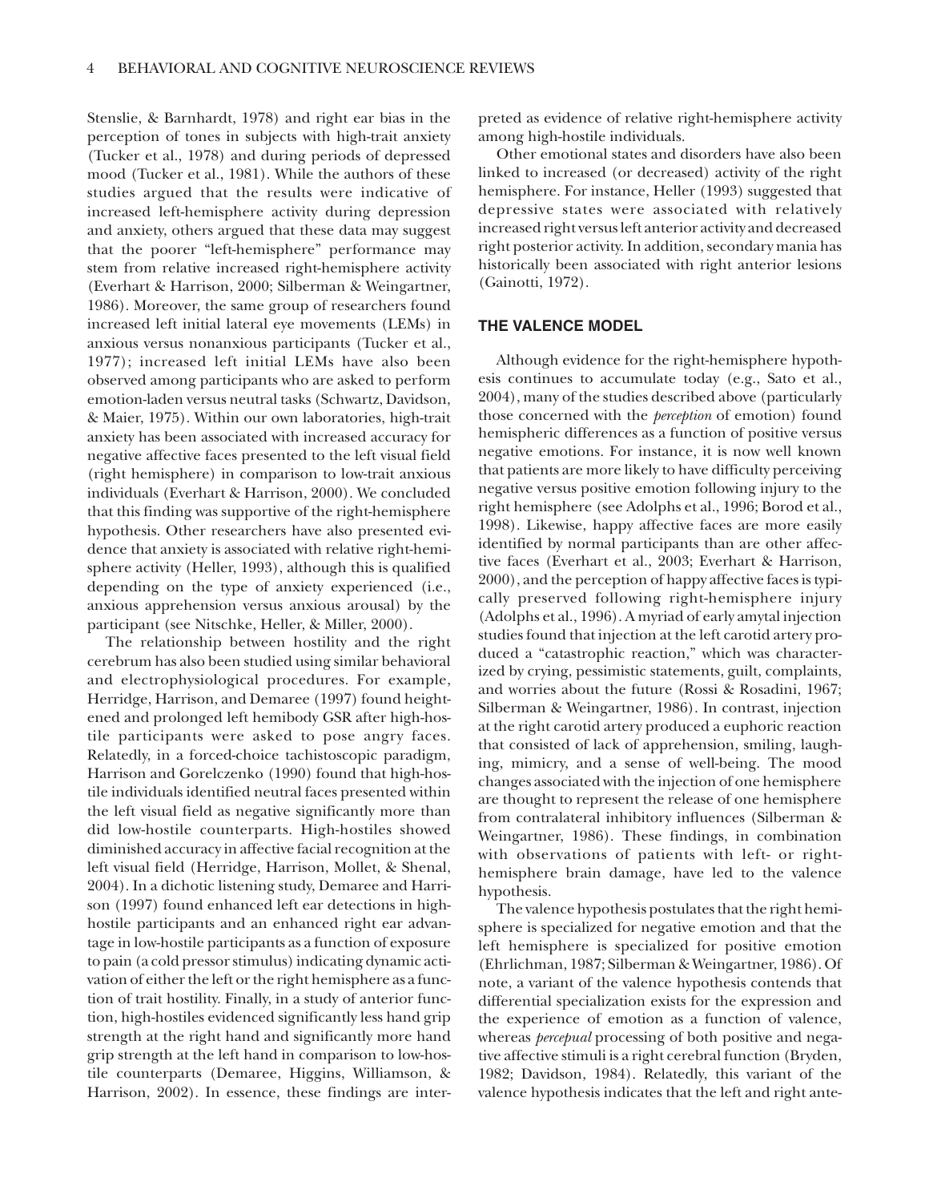Stenslie, & Barnhardt, 1978) and right ear bias in the perception of tones in subjects with high-trait anxiety (Tucker et al., 1978) and during periods of depressed mood (Tucker et al., 1981). While the authors of these studies argued that the results were indicative of increased left-hemisphere activity during depression and anxiety, others argued that these data may suggest that the poorer "left-hemisphere" performance may stem from relative increased right-hemisphere activity (Everhart & Harrison, 2000; Silberman & Weingartner, 1986). Moreover, the same group of researchers found increased left initial lateral eye movements (LEMs) in anxious versus nonanxious participants (Tucker et al., 1977); increased left initial LEMs have also been observed among participants who are asked to perform emotion-laden versus neutral tasks (Schwartz, Davidson, & Maier, 1975). Within our own laboratories, high-trait anxiety has been associated with increased accuracy for negative affective faces presented to the left visual field (right hemisphere) in comparison to low-trait anxious individuals (Everhart & Harrison, 2000). We concluded that this finding was supportive of the right-hemisphere hypothesis. Other researchers have also presented evidence that anxiety is associated with relative right-hemisphere activity (Heller, 1993), although this is qualified depending on the type of anxiety experienced (i.e., anxious apprehension versus anxious arousal) by the participant (see Nitschke, Heller, & Miller, 2000).

The relationship between hostility and the right cerebrum has also been studied using similar behavioral and electrophysiological procedures. For example, Herridge, Harrison, and Demaree (1997) found heightened and prolonged left hemibody GSR after high-hostile participants were asked to pose angry faces. Relatedly, in a forced-choice tachistoscopic paradigm, Harrison and Gorelczenko (1990) found that high-hostile individuals identified neutral faces presented within the left visual field as negative significantly more than did low-hostile counterparts. High-hostiles showed diminished accuracy in affective facial recognition at the left visual field (Herridge, Harrison, Mollet, & Shenal, 2004). In a dichotic listening study, Demaree and Harrison (1997) found enhanced left ear detections in high-hostile participants and an enhanced right ear advantage in low-hostile participants as a function of exposure to pain (a cold pressor stimulus) indicating dynamic activation of either the left or the right hemisphere as a function of trait hostility. Finally, in a study of anterior function, high-hostiles evidenced significantly less hand grip strength at the right hand and significantly more hand grip strength at the left hand in comparison to low-hostile counterparts (Demaree, Higgins, Williamson, & Harrison, 2002). In essence, these findings are interpreted as evidence of relative right-hemisphere activity among high-hostile individuals.

Other emotional states and disorders have also been linked to increased (or decreased) activity of the right hemisphere. For instance, Heller (1993) suggested that depressive states were associated with relatively increased right versus left anterior activity and decreased right posterior activity. In addition, secondary mania has historically been associated with right anterior lesions (Gainotti, 1972).

## THE VALENCE MODEL

Although evidence for the right-hemisphere hypothesis continues to accumulate today (e.g., Sato et al., 2004), many of the studies described above (particularly those concerned with the *perception* of emotion) found hemispheric differences as a function of positive versus negative emotions. For instance, it is now well known that patients are more likely to have difficulty perceiving negative versus positive emotion following injury to the right hemisphere (see Adolphs et al., 1996; Borod et al., 1998). Likewise, happy affective faces are more easily identified by normal participants than are other affective faces (Everhart et al., 2003; Everhart & Harrison, 2000), and the perception of happy affective faces is typically preserved following right-hemisphere injury (Adolphs et al., 1996). A myriad of early amytal injection studies found that injection at the left carotid artery produced a "catastrophic reaction," which was characterized by crying, pessimistic statements, guilt, complaints, and worries about the future (Rossi & Rosadini, 1967; Silberman & Weingartner, 1986). In contrast, injection at the right carotid artery produced a euphoric reaction that consisted of lack of apprehension, smiling, laughing, mimicry, and a sense of well-being. The mood changes associated with the injection of one hemisphere are thought to represent the release of one hemisphere from contralateral inhibitory influences (Silberman & Weingartner, 1986). These findings, in combination with observations of patients with left- or right-hemisphere brain damage, have led to the valence hypothesis.

The valence hypothesis postulates that the right hemisphere is specialized for negative emotion and that the left hemisphere is specialized for positive emotion (Ehrlichman, 1987; Silberman & Weingartner, 1986). Of note, a variant of the valence hypothesis contends that differential specialization exists for the expression and the experience of emotion as a function of valence, whereas *percepual* processing of both positive and negative affective stimuli is a right cerebral function (Bryden, 1982; Davidson, 1984). Relatedly, this variant of the valence hypothesis indicates that the left and right ante-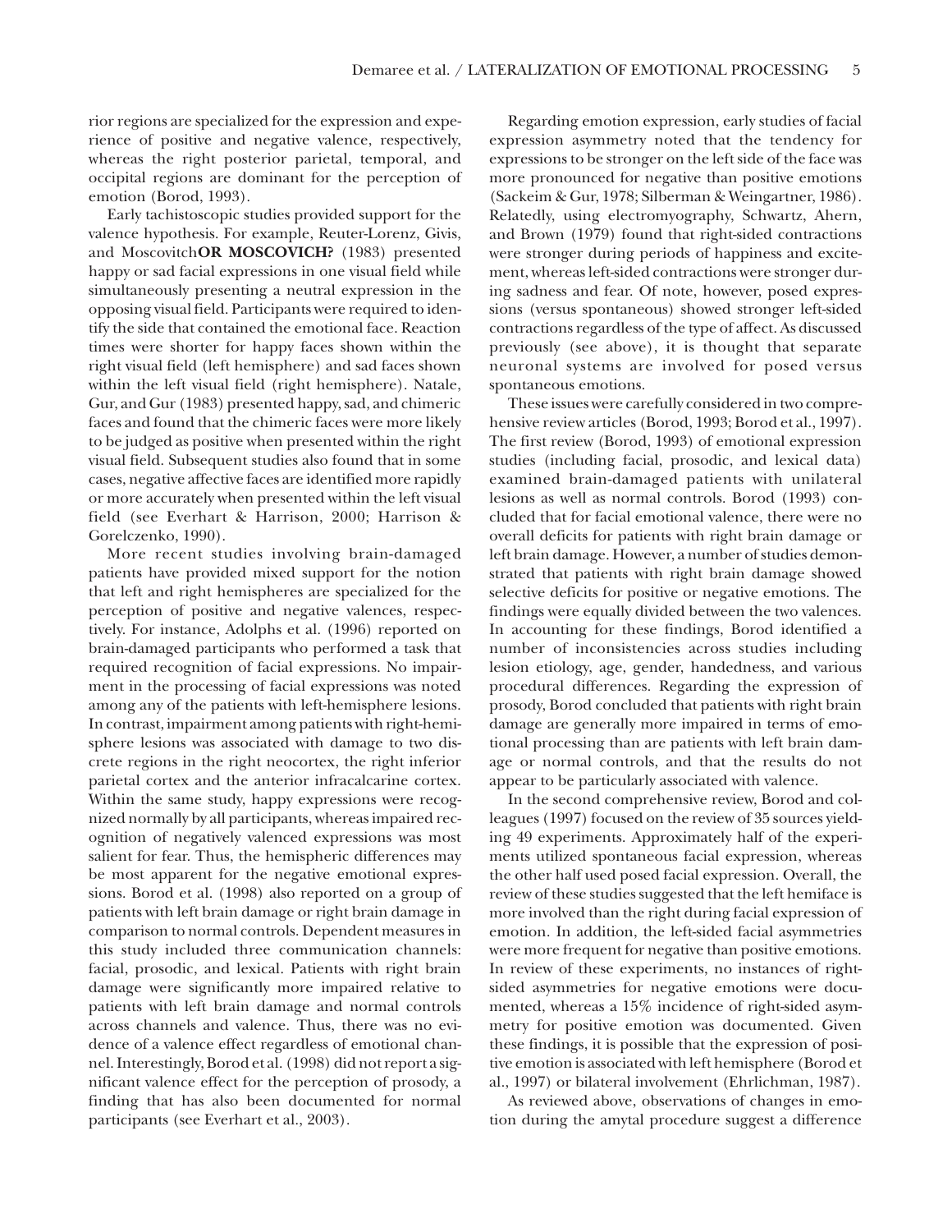rior regions are specialized for the expression and experience of positive and negative valence, respectively, whereas the right posterior parietal, temporal, and occipital regions are dominant for the perception of emotion (Borod, 1993).

Early tachistoscopic studies provided support for the valence hypothesis. For example, Reuter-Lorenz, Givis, and Moscovitch**OR MOSCOVICH?** (1983) presented happy or sad facial expressions in one visual field while simultaneously presenting a neutral expression in the opposing visual field. Participants were required to identify the side that contained the emotional face. Reaction times were shorter for happy faces shown within the right visual field (left hemisphere) and sad faces shown within the left visual field (right hemisphere). Natale, Gur, and Gur (1983) presented happy, sad, and chimeric faces and found that the chimeric faces were more likely to be judged as positive when presented within the right visual field. Subsequent studies also found that in some cases, negative affective faces are identified more rapidly or more accurately when presented within the left visual field (see Everhart & Harrison, 2000; Harrison & Gorelczenko, 1990).

More recent studies involving brain-damaged patients have provided mixed support for the notion that left and right hemispheres are specialized for the perception of positive and negative valences, respectively. For instance, Adolphs et al. (1996) reported on brain-damaged participants who performed a task that required recognition of facial expressions. No impairment in the processing of facial expressions was noted among any of the patients with left-hemisphere lesions. In contrast, impairment among patients with right-hemisphere lesions was associated with damage to two discrete regions in the right neocortex, the right inferior parietal cortex and the anterior infracalcarine cortex. Within the same study, happy expressions were recognized normally by all participants, whereas impaired recognition of negatively valenced expressions was most salient for fear. Thus, the hemispheric differences may be most apparent for the negative emotional expressions. Borod et al. (1998) also reported on a group of patients with left brain damage or right brain damage in comparison to normal controls. Dependent measures in this study included three communication channels: facial, prosodic, and lexical. Patients with right brain damage were significantly more impaired relative to patients with left brain damage and normal controls across channels and valence. Thus, there was no evidence of a valence effect regardless of emotional channel. Interestingly, Borod et al. (1998) did not report a significant valence effect for the perception of prosody, a finding that has also been documented for normal participants (see Everhart et al., 2003).

Regarding emotion expression, early studies of facial expression asymmetry noted that the tendency for expressions to be stronger on the left side of the face was more pronounced for negative than positive emotions (Sackeim & Gur, 1978; Silberman & Weingartner, 1986). Relatedly, using electromyography, Schwartz, Ahern, and Brown (1979) found that right-sided contractions were stronger during periods of happiness and excitement, whereas left-sided contractions were stronger during sadness and fear. Of note, however, posed expressions (versus spontaneous) showed stronger left-sided contractions regardless of the type of affect. As discussed previously (see above), it is thought that separate neuronal systems are involved for posed versus spontaneous emotions.

These issues were carefully considered in two comprehensive review articles (Borod, 1993; Borod et al., 1997). The first review (Borod, 1993) of emotional expression studies (including facial, prosodic, and lexical data) examined brain-damaged patients with unilateral lesions as well as normal controls. Borod (1993) concluded that for facial emotional valence, there were no overall deficits for patients with right brain damage or left brain damage. However, a number of studies demonstrated that patients with right brain damage showed selective deficits for positive or negative emotions. The findings were equally divided between the two valences. In accounting for these findings, Borod identified a number of inconsistencies across studies including lesion etiology, age, gender, handedness, and various procedural differences. Regarding the expression of prosody, Borod concluded that patients with right brain damage are generally more impaired in terms of emotional processing than are patients with left brain damage or normal controls, and that the results do not appear to be particularly associated with valence.

In the second comprehensive review, Borod and colleagues (1997) focused on the review of 35 sources yielding 49 experiments. Approximately half of the experiments utilized spontaneous facial expression, whereas the other half used posed facial expression. Overall, the review of these studies suggested that the left hemiface is more involved than the right during facial expression of emotion. In addition, the left-sided facial asymmetries were more frequent for negative than positive emotions. In review of these experiments, no instances of right-sided asymmetries for negative emotions were documented, whereas a 15% incidence of right-sided asymmetry for positive emotion was documented. Given these findings, it is possible that the expression of positive emotion is associated with left hemisphere (Borod et al., 1997) or bilateral involvement (Ehrlichman, 1987).

As reviewed above, observations of changes in emotion during the amytal procedure suggest a difference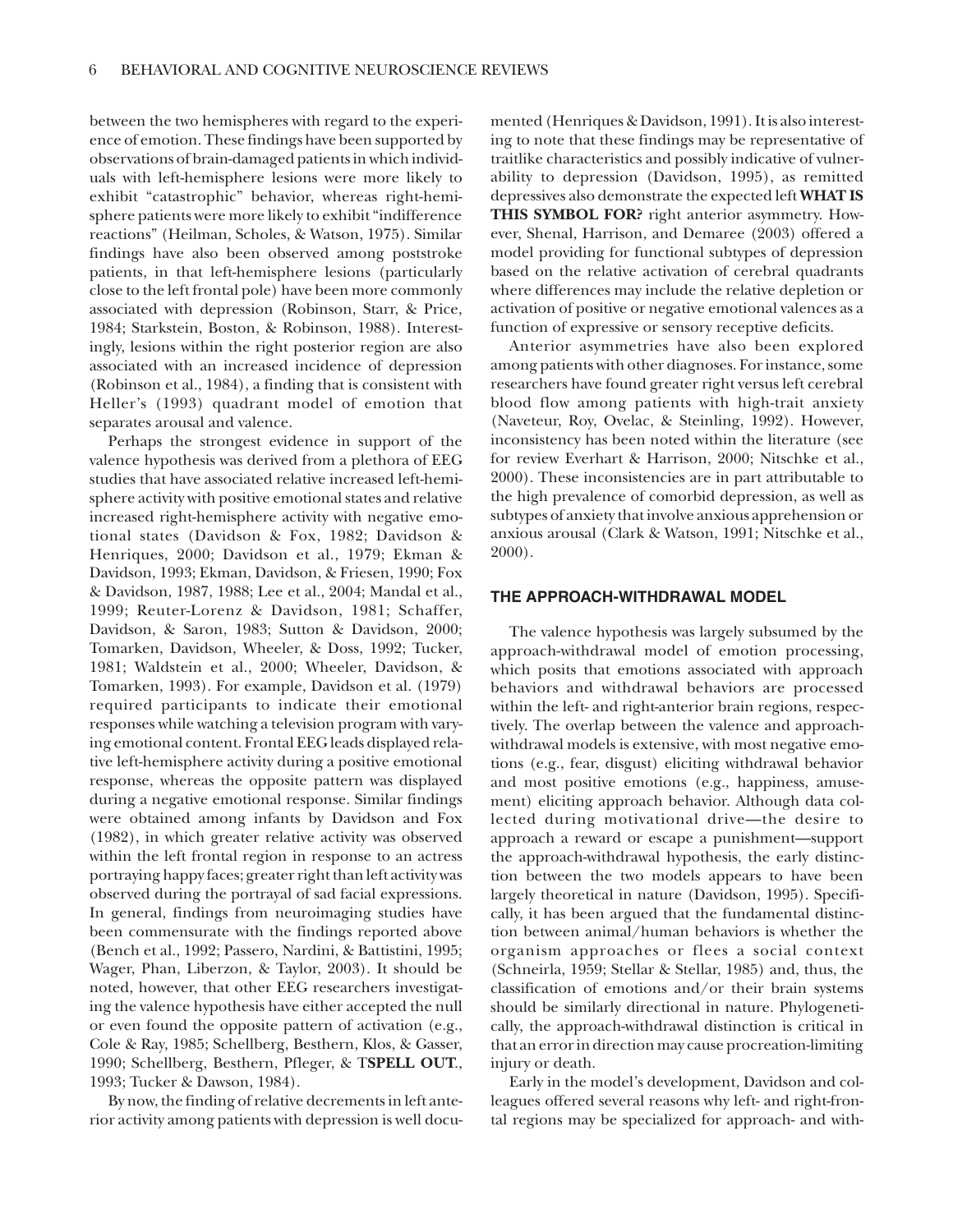between the two hemispheres with regard to the experience of emotion. These findings have been supported by observations of brain-damaged patients in which individuals with left-hemisphere lesions were more likely to exhibit "catastrophic" behavior, whereas right-hemisphere patients were more likely to exhibit "indifference reactions" (Heilman, Scholes, & Watson, 1975). Similar findings have also been observed among poststroke patients, in that left-hemisphere lesions (particularly close to the left frontal pole) have been more commonly associated with depression (Robinson, Starr, & Price, 1984; Starkstein, Boston, & Robinson, 1988). Interestingly, lesions within the right posterior region are also associated with an increased incidence of depression (Robinson et al., 1984), a finding that is consistent with Heller's (1993) quadrant model of emotion that separates arousal and valence.

Perhaps the strongest evidence in support of the valence hypothesis was derived from a plethora of EEG studies that have associated relative increased left-hemisphere activity with positive emotional states and relative increased right-hemisphere activity with negative emotional states (Davidson & Fox, 1982; Davidson & Henriques, 2000; Davidson et al., 1979; Ekman & Davidson, 1993; Ekman, Davidson, & Friesen, 1990; Fox & Davidson, 1987, 1988; Lee et al., 2004; Mandal et al., 1999; Reuter-Lorenz & Davidson, 1981; Schaffer, Davidson, & Saron, 1983; Sutton & Davidson, 2000; Tomarken, Davidson, Wheeler, & Doss, 1992; Tucker, 1981; Waldstein et al., 2000; Wheeler, Davidson, & Tomarken, 1993). For example, Davidson et al. (1979) required participants to indicate their emotional responses while watching a television program with varying emotional content. Frontal EEG leads displayed relative left-hemisphere activity during a positive emotional response, whereas the opposite pattern was displayed during a negative emotional response. Similar findings were obtained among infants by Davidson and Fox (1982), in which greater relative activity was observed within the left frontal region in response to an actress portraying happy faces; greater right than left activity was observed during the portrayal of sad facial expressions. In general, findings from neuroimaging studies have been commensurate with the findings reported above (Bench et al., 1992; Passero, Nardini, & Battistini, 1995; Wager, Phan, Liberzon, & Taylor, 2003). It should be noted, however, that other EEG researchers investigating the valence hypothesis have either accepted the null or even found the opposite pattern of activation (e.g., Cole & Ray, 1985; Schellberg, Besthern, Klos, & Gasser, 1990; Schellberg, Besthern, Pfleger, & T**SPELL OUT**., 1993; Tucker & Dawson, 1984).

By now, the finding of relative decrements in left anterior activity among patients with depression is well documented (Henriques & Davidson, 1991). It is also interesting to note that these findings may be representative of traitlike characteristics and possibly indicative of vulnerability to depression (Davidson, 1995), as remitted depressives also demonstrate the expected left **WHAT IS THIS SYMBOL FOR?** right anterior asymmetry. However, Shenal, Harrison, and Demaree (2003) offered a model providing for functional subtypes of depression based on the relative activation of cerebral quadrants where differences may include the relative depletion or activation of positive or negative emotional valences as a function of expressive or sensory receptive deficits.

Anterior asymmetries have also been explored among patients with other diagnoses. For instance, some researchers have found greater right versus left cerebral blood flow among patients with high-trait anxiety (Naveteur, Roy, Ovelac, & Steinling, 1992). However, inconsistency has been noted within the literature (see for review Everhart & Harrison, 2000; Nitschke et al., 2000). These inconsistencies are in part attributable to the high prevalence of comorbid depression, as well as subtypes of anxiety that involve anxious apprehension or anxious arousal (Clark & Watson, 1991; Nitschke et al., 2000).

## THE APPROACH-WITHDRAWAL MODEL

The valence hypothesis was largely subsumed by the approach-withdrawal model of emotion processing, which posits that emotions associated with approach behaviors and withdrawal behaviors are processed within the left- and right-anterior brain regions, respectively. The overlap between the valence and approach-withdrawal models is extensive, with most negative emotions (e.g., fear, disgust) eliciting withdrawal behavior and most positive emotions (e.g., happiness, amusement) eliciting approach behavior. Although data collected during motivational drive—the desire to approach a reward or escape a punishment—support the approach-withdrawal hypothesis, the early distinction between the two models appears to have been largely theoretical in nature (Davidson, 1995). Specifically, it has been argued that the fundamental distinction between animal/human behaviors is whether the organism approaches or flees a social context (Schneirla, 1959; Stellar & Stellar, 1985) and, thus, the classification of emotions and/or their brain systems should be similarly directional in nature. Phylogenetically, the approach-withdrawal distinction is critical in that an error in direction may cause procreation-limiting injury or death.

Early in the model's development, Davidson and colleagues offered several reasons why left- and right-frontal regions may be specialized for approach- and with-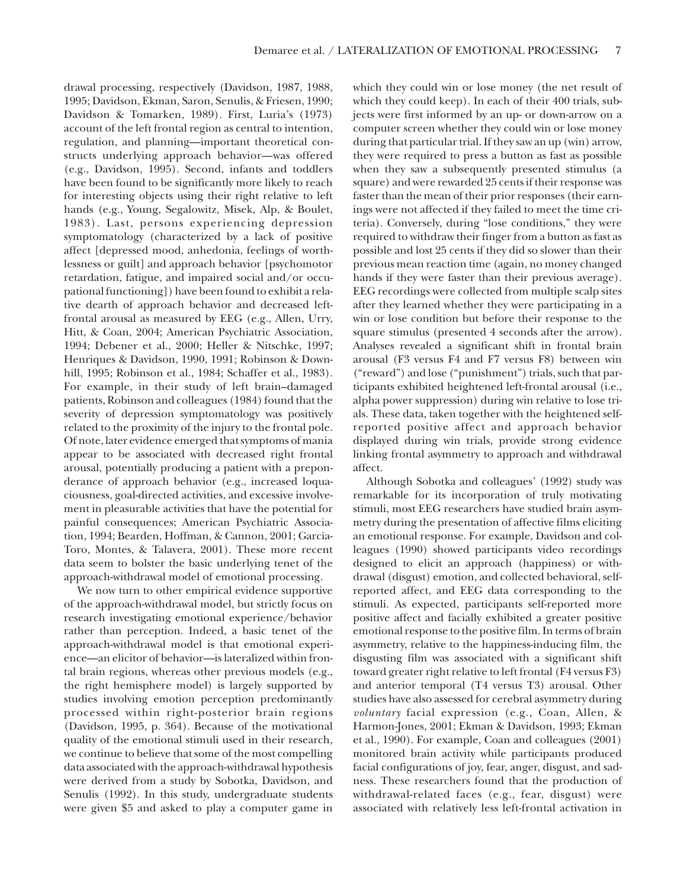drawal processing, respectively (Davidson, 1987, 1988, 1995; Davidson, Ekman, Saron, Senulis, & Friesen, 1990; Davidson & Tomarken, 1989). First, Luria's (1973) account of the left frontal region as central to intention, regulation, and planning—important theoretical constructs underlying approach behavior—was offered (e.g., Davidson, 1995). Second, infants and toddlers have been found to be significantly more likely to reach for interesting objects using their right relative to left hands (e.g., Young, Segalowitz, Misek, Alp, & Boulet, 1983). Last, persons experiencing depression symptomatology (characterized by a lack of positive affect [depressed mood, anhedonia, feelings of worthlessness or guilt] and approach behavior [psychomotor retardation, fatigue, and impaired social and/or occupational functioning]) have been found to exhibit a relative dearth of approach behavior and decreased left-frontal arousal as measured by EEG (e.g., Allen, Urry, Hitt, & Coan, 2004; American Psychiatric Association, 1994; Debener et al., 2000; Heller & Nitschke, 1997; Henriques & Davidson, 1990, 1991; Robinson & Downhill, 1995; Robinson et al., 1984; Schaffer et al., 1983). For example, in their study of left brain–damaged patients, Robinson and colleagues (1984) found that the severity of depression symptomatology was positively related to the proximity of the injury to the frontal pole. Of note, later evidence emerged that symptoms of mania appear to be associated with decreased right frontal arousal, potentially producing a patient with a preponderance of approach behavior (e.g., increased loquaciousness, goal-directed activities, and excessive involvement in pleasurable activities that have the potential for painful consequences; American Psychiatric Association, 1994; Bearden, Hoffman, & Cannon, 2001; Garcia-Toro, Montes, & Talavera, 2001). These more recent data seem to bolster the basic underlying tenet of the approach-withdrawal model of emotional processing.

We now turn to other empirical evidence supportive of the approach-withdrawal model, but strictly focus on research investigating emotional experience/behavior rather than perception. Indeed, a basic tenet of the approach-withdrawal model is that emotional experience—an elicitor of behavior—is lateralized within frontal brain regions, whereas other previous models (e.g., the right hemisphere model) is largely supported by studies involving emotion perception predominantly processed within right-posterior brain regions (Davidson, 1995, p. 364). Because of the motivational quality of the emotional stimuli used in their research, we continue to believe that some of the most compelling data associated with the approach-withdrawal hypothesis were derived from a study by Sobotka, Davidson, and Senulis (1992). In this study, undergraduate students were given $5 and asked to play a computer game in which they could win or lose money (the net result of which they could keep). In each of their 400 trials, subjects were first informed by an up- or down-arrow on a computer screen whether they could win or lose money during that particular trial. If they saw an up (win) arrow, they were required to press a button as fast as possible when they saw a subsequently presented stimulus (a square) and were rewarded 25 cents if their response was faster than the mean of their prior responses (their earnings were not affected if they failed to meet the time criteria). Conversely, during "lose conditions," they were required to withdraw their finger from a button as fast as possible and lost 25 cents if they did so slower than their previous mean reaction time (again, no money changed hands if they were faster than their previous average). EEG recordings were collected from multiple scalp sites after they learned whether they were participating in a win or lose condition but before their response to the square stimulus (presented 4 seconds after the arrow). Analyses revealed a significant shift in frontal brain arousal (F3 versus F4 and F7 versus F8) between win ("reward") and lose ("punishment") trials, such that participants exhibited heightened left-frontal arousal (i.e., alpha power suppression) during win relative to lose trials. These data, taken together with the heightened self-reported positive affect and approach behavior displayed during win trials, provide strong evidence linking frontal asymmetry to approach and withdrawal affect.

Although Sobotka and colleagues' (1992) study was remarkable for its incorporation of truly motivating stimuli, most EEG researchers have studied brain asymmetry during the presentation of affective films eliciting an emotional response. For example, Davidson and colleagues (1990) showed participants video recordings designed to elicit an approach (happiness) or withdrawal (disgust) emotion, and collected behavioral, self-reported affect, and EEG data corresponding to the stimuli. As expected, participants self-reported more positive affect and facially exhibited a greater positive emotional response to the positive film. In terms of brain asymmetry, relative to the happiness-inducing film, the disgusting film was associated with a significant shift toward greater right relative to left frontal (F4 versus F3) and anterior temporal (T4 versus T3) arousal. Other studies have also assessed for cerebral asymmetry during *voluntary* facial expression (e.g., Coan, Allen, & Harmon-Jones, 2001; Ekman & Davidson, 1993; Ekman et al., 1990). For example, Coan and colleagues (2001) monitored brain activity while participants produced facial configurations of joy, fear, anger, disgust, and sadness. These researchers found that the production of withdrawal-related faces (e.g., fear, disgust) were associated with relatively less left-frontal activation in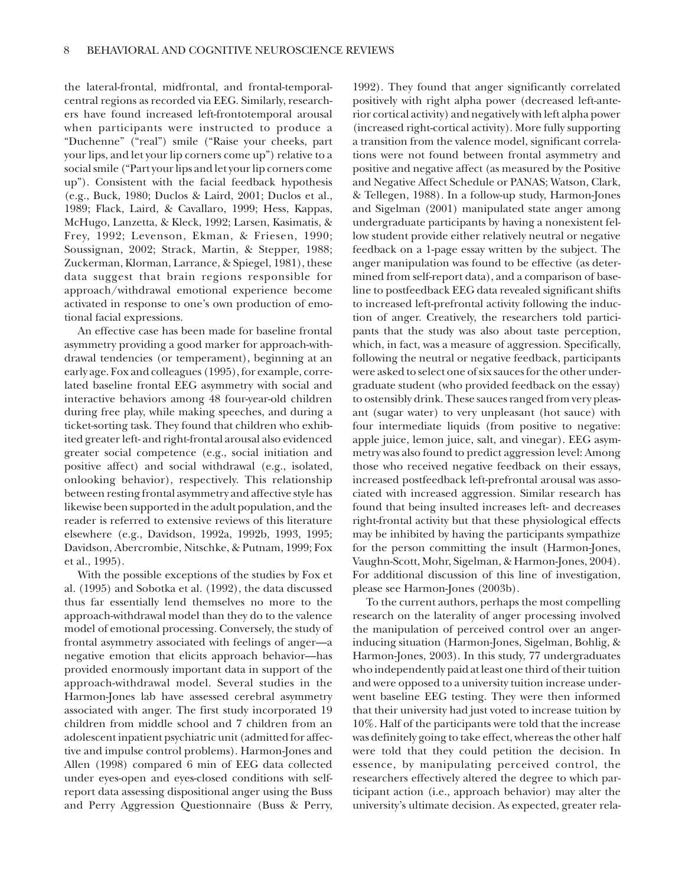the lateral-frontal, midfrontal, and frontal-temporal-central regions as recorded via EEG. Similarly, researchers have found increased left-frontotemporal arousal when participants were instructed to produce a "Duchenne" ("real") smile ("Raise your cheeks, part your lips, and let your lip corners come up") relative to a social smile ("Part your lips and let your lip corners come up"). Consistent with the facial feedback hypothesis (e.g., Buck, 1980; Duclos & Laird, 2001; Duclos et al., 1989; Flack, Laird, & Cavallaro, 1999; Hess, Kappas, McHugo, Lanzetta, & Kleck, 1992; Larsen, Kasimatis, & Frey, 1992; Levenson, Ekman, & Friesen, 1990; Soussignan, 2002; Strack, Martin, & Stepper, 1988; Zuckerman, Klorman, Larrance, & Spiegel, 1981), these data suggest that brain regions responsible for approach/withdrawal emotional experience become activated in response to one's own production of emotional facial expressions.

An effective case has been made for baseline frontal asymmetry providing a good marker for approach-withdrawal tendencies (or temperament), beginning at an early age. Fox and colleagues (1995), for example, correlated baseline frontal EEG asymmetry with social and interactive behaviors among 48 four-year-old children during free play, while making speeches, and during a ticket-sorting task. They found that children who exhibited greater left- and right-frontal arousal also evidenced greater social competence (e.g., social initiation and positive affect) and social withdrawal (e.g., isolated, onlooking behavior), respectively. This relationship between resting frontal asymmetry and affective style has likewise been supported in the adult population, and the reader is referred to extensive reviews of this literature elsewhere (e.g., Davidson, 1992a, 1992b, 1993, 1995; Davidson, Abercrombie, Nitschke, & Putnam, 1999; Fox et al., 1995).

With the possible exceptions of the studies by Fox et al. (1995) and Sobotka et al. (1992), the data discussed thus far essentially lend themselves no more to the approach-withdrawal model than they do to the valence model of emotional processing. Conversely, the study of frontal asymmetry associated with feelings of anger—a negative emotion that elicits approach behavior—has provided enormously important data in support of the approach-withdrawal model. Several studies in the Harmon-Jones lab have assessed cerebral asymmetry associated with anger. The first study incorporated 19 children from middle school and 7 children from an adolescent inpatient psychiatric unit (admitted for affective and impulse control problems). Harmon-Jones and Allen (1998) compared 6 min of EEG data collected under eyes-open and eyes-closed conditions with self-report data assessing dispositional anger using the Buss and Perry Aggression Questionnaire (Buss & Perry, 1992). They found that anger significantly correlated positively with right alpha power (decreased left-anterior cortical activity) and negatively with left alpha power (increased right-cortical activity). More fully supporting a transition from the valence model, significant correlations were not found between frontal asymmetry and positive and negative affect (as measured by the Positive and Negative Affect Schedule or PANAS; Watson, Clark, & Tellegen, 1988). In a follow-up study, Harmon-Jones and Sigelman (2001) manipulated state anger among undergraduate participants by having a nonexistent fellow student provide either relatively neutral or negative feedback on a 1-page essay written by the subject. The anger manipulation was found to be effective (as determined from self-report data), and a comparison of baseline to postfeedback EEG data revealed significant shifts to increased left-prefrontal activity following the induction of anger. Creatively, the researchers told participants that the study was also about taste perception, which, in fact, was a measure of aggression. Specifically, following the neutral or negative feedback, participants were asked to select one of six sauces for the other undergraduate student (who provided feedback on the essay) to ostensibly drink. These sauces ranged from very pleasant (sugar water) to very unpleasant (hot sauce) with four intermediate liquids (from positive to negative: apple juice, lemon juice, salt, and vinegar). EEG asymmetry was also found to predict aggression level: Among those who received negative feedback on their essays, increased postfeedback left-prefrontal arousal was associated with increased aggression. Similar research has found that being insulted increases left- and decreases right-frontal activity but that these physiological effects may be inhibited by having the participants sympathize for the person committing the insult (Harmon-Jones, Vaughn-Scott, Mohr, Sigelman, & Harmon-Jones, 2004). For additional discussion of this line of investigation, please see Harmon-Jones (2003b).

To the current authors, perhaps the most compelling research on the laterality of anger processing involved the manipulation of perceived control over an anger-inducing situation (Harmon-Jones, Sigelman, Bohlig, & Harmon-Jones, 2003). In this study, 77 undergraduates who independently paid at least one third of their tuition and were opposed to a university tuition increase underwent baseline EEG testing. They were then informed that their university had just voted to increase tuition by 10%. Half of the participants were told that the increase was definitely going to take effect, whereas the other half were told that they could petition the decision. In essence, by manipulating perceived control, the researchers effectively altered the degree to which participant action (i.e., approach behavior) may alter the university's ultimate decision. As expected, greater rela-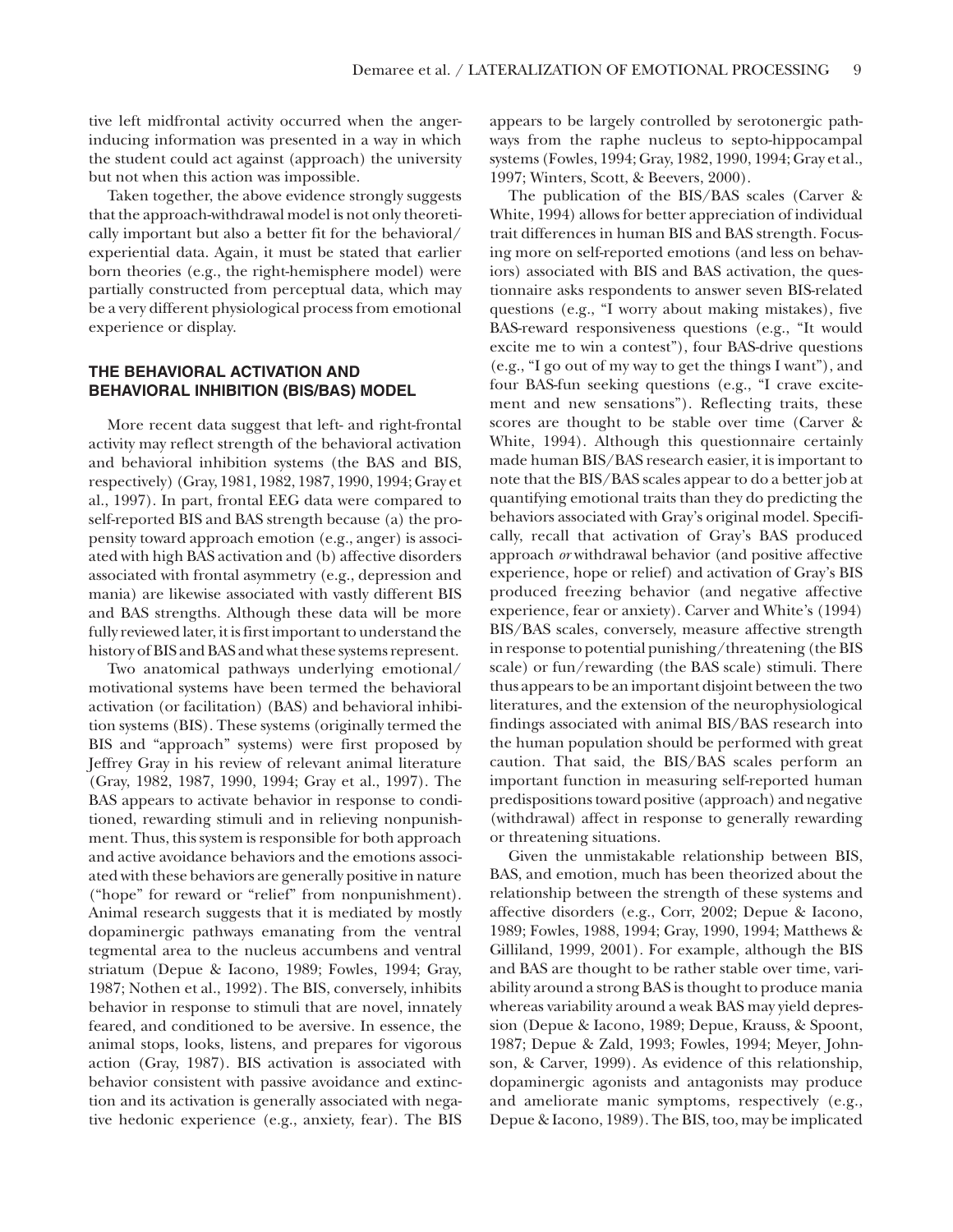tive left midfrontal activity occurred when the anger-inducing information was presented in a way in which the student could act against (approach) the university but not when this action was impossible.

Taken together, the above evidence strongly suggests that the approach-withdrawal model is not only theoretically important but also a better fit for the behavioral/experiential data. Again, it must be stated that earlier born theories (e.g., the right-hemisphere model) were partially constructed from perceptual data, which may be a very different physiological process from emotional experience or display.

## THE BEHAVIORAL ACTIVATION AND BEHAVIORAL INHIBITION (BIS/BAS) MODEL

More recent data suggest that left- and right-frontal activity may reflect strength of the behavioral activation and behavioral inhibition systems (the BAS and BIS, respectively) (Gray, 1981, 1982, 1987, 1990, 1994; Gray et al., 1997). In part, frontal EEG data were compared to self-reported BIS and BAS strength because (a) the propensity toward approach emotion (e.g., anger) is associated with high BAS activation and (b) affective disorders associated with frontal asymmetry (e.g., depression and mania) are likewise associated with vastly different BIS and BAS strengths. Although these data will be more fully reviewed later, it is first important to understand the history of BIS and BAS and what these systems represent.

Two anatomical pathways underlying emotional/motivational systems have been termed the behavioral activation (or facilitation) (BAS) and behavioral inhibition systems (BIS). These systems (originally termed the BIS and "approach" systems) were first proposed by Jeffrey Gray in his review of relevant animal literature (Gray, 1982, 1987, 1990, 1994; Gray et al., 1997). The BAS appears to activate behavior in response to conditioned, rewarding stimuli and in relieving nonpunishment. Thus, this system is responsible for both approach and active avoidance behaviors and the emotions associated with these behaviors are generally positive in nature ("hope" for reward or "relief" from nonpunishment). Animal research suggests that it is mediated by mostly dopaminergic pathways emanating from the ventral tegmental area to the nucleus accumbens and ventral striatum (Depue & Iacono, 1989; Fowles, 1994; Gray, 1987; Nothen et al., 1992). The BIS, conversely, inhibits behavior in response to stimuli that are novel, innately feared, and conditioned to be aversive. In essence, the animal stops, looks, listens, and prepares for vigorous action (Gray, 1987). BIS activation is associated with behavior consistent with passive avoidance and extinction and its activation is generally associated with negative hedonic experience (e.g., anxiety, fear). The BIS appears to be largely controlled by serotonergic pathways from the raphe nucleus to septo-hippocampal systems (Fowles, 1994; Gray, 1982, 1990, 1994; Gray et al., 1997; Winters, Scott, & Beevers, 2000).

The publication of the BIS/BAS scales (Carver & White, 1994) allows for better appreciation of individual trait differences in human BIS and BAS strength. Focusing more on self-reported emotions (and less on behaviors) associated with BIS and BAS activation, the questionnaire asks respondents to answer seven BIS-related questions (e.g., "I worry about making mistakes), five BAS-reward responsiveness questions (e.g., "It would excite me to win a contest"), four BAS-drive questions (e.g., "I go out of my way to get the things I want"), and four BAS-fun seeking questions (e.g., "I crave excitement and new sensations"). Reflecting traits, these scores are thought to be stable over time (Carver & White, 1994). Although this questionnaire certainly made human BIS/BAS research easier, it is important to note that the BIS/BAS scales appear to do a better job at quantifying emotional traits than they do predicting the behaviors associated with Gray's original model. Specifically, recall that activation of Gray's BAS produced approach *or* withdrawal behavior (and positive affective experience, hope or relief) and activation of Gray's BIS produced freezing behavior (and negative affective experience, fear or anxiety). Carver and White's (1994) BIS/BAS scales, conversely, measure affective strength in response to potential punishing/threatening (the BIS scale) or fun/rewarding (the BAS scale) stimuli. There thus appears to be an important disjoint between the two literatures, and the extension of the neurophysiological findings associated with animal BIS/BAS research into the human population should be performed with great caution. That said, the BIS/BAS scales perform an important function in measuring self-reported human predispositions toward positive (approach) and negative (withdrawal) affect in response to generally rewarding or threatening situations.

Given the unmistakable relationship between BIS, BAS, and emotion, much has been theorized about the relationship between the strength of these systems and affective disorders (e.g., Corr, 2002; Depue & Iacono, 1989; Fowles, 1988, 1994; Gray, 1990, 1994; Matthews & Gilliland, 1999, 2001). For example, although the BIS and BAS are thought to be rather stable over time, variability around a strong BAS is thought to produce mania whereas variability around a weak BAS may yield depression (Depue & Iacono, 1989; Depue, Krauss, & Spoont, 1987; Depue & Zald, 1993; Fowles, 1994; Meyer, Johnson, & Carver, 1999). As evidence of this relationship, dopaminergic agonists and antagonists may produce and ameliorate manic symptoms, respectively (e.g., Depue & Iacono, 1989). The BIS, too, may be implicated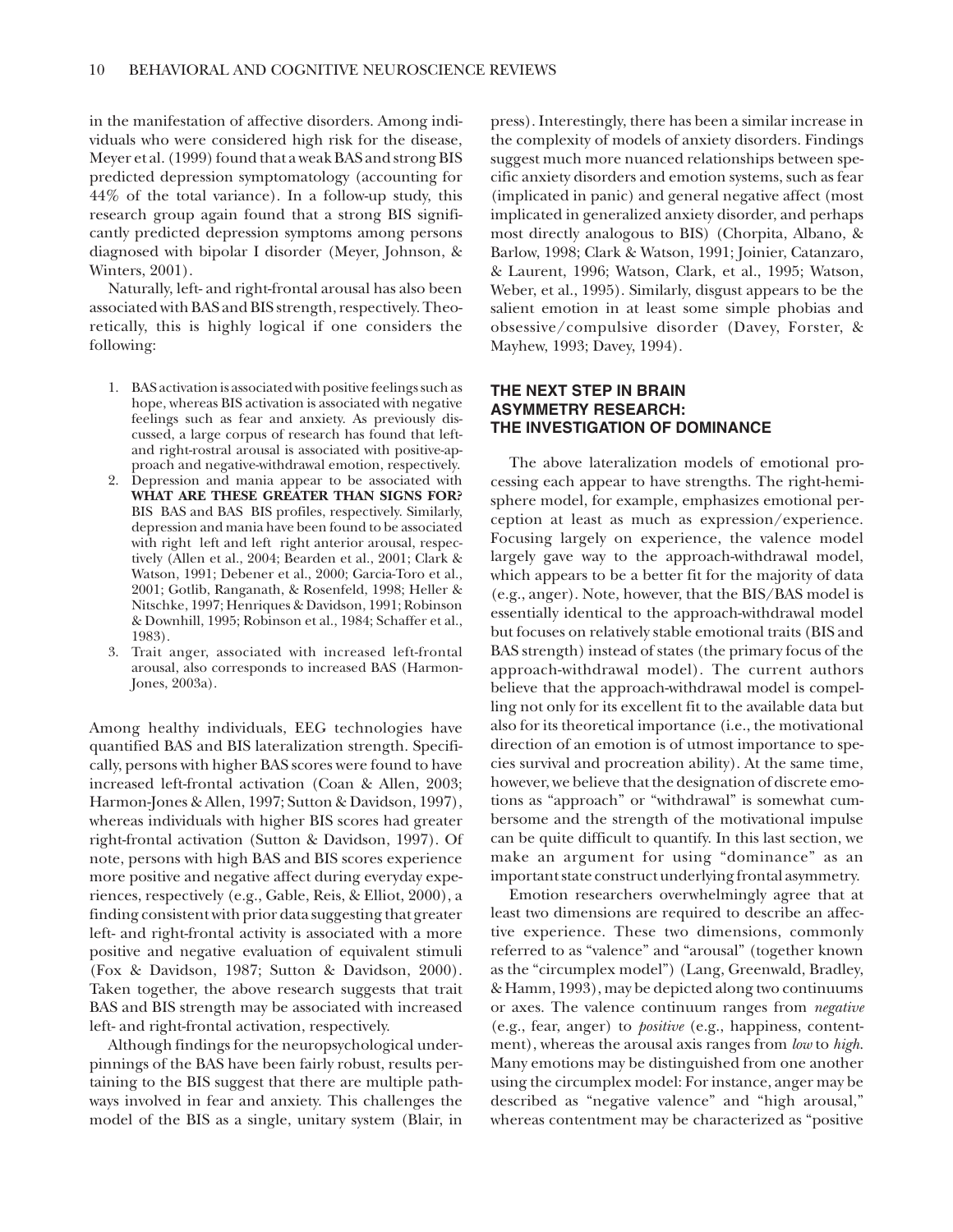in the manifestation of affective disorders. Among individuals who were considered high risk for the disease, Meyer et al. (1999) found that a weak BAS and strong BIS predicted depression symptomatology (accounting for 44% of the total variance). In a follow-up study, this research group again found that a strong BIS significantly predicted depression symptoms among persons diagnosed with bipolar I disorder (Meyer, Johnson, & Winters, 2001).

Naturally, left- and right-frontal arousal has also been associated with BAS and BIS strength, respectively. Theoretically, this is highly logical if one considers the following:

1. BAS activation is associated with positive feelings such as hope, whereas BIS activation is associated with negative feelings such as fear and anxiety. As previously discussed, a large corpus of research has found that left- and right-rostral arousal is associated with positive-approach and negative-withdrawal emotion, respectively.
2. Depression and mania appear to be associated with **WHAT ARE THESE GREATER THAN SIGNS FOR?** BIS BAS and BAS BIS profiles, respectively. Similarly, depression and mania have been found to be associated with right left and left right anterior arousal, respectively (Allen et al., 2004; Bearden et al., 2001; Clark & Watson, 1991; Debener et al., 2000; Garcia-Toro et al., 2001; Gotlib, Ranganath, & Rosenfeld, 1998; Heller & Nitschke, 1997; Henriques & Davidson, 1991; Robinson & Downhill, 1995; Robinson et al., 1984; Schaffer et al., 1983).
3. Trait anger, associated with increased left-frontal arousal, also corresponds to increased BAS (Harmon-Jones, 2003a).

Among healthy individuals, EEG technologies have quantified BAS and BIS lateralization strength. Specifically, persons with higher BAS scores were found to have increased left-frontal activation (Coan & Allen, 2003; Harmon-Jones & Allen, 1997; Sutton & Davidson, 1997), whereas individuals with higher BIS scores had greater right-frontal activation (Sutton & Davidson, 1997). Of note, persons with high BAS and BIS scores experience more positive and negative affect during everyday experiences, respectively (e.g., Gable, Reis, & Elliot, 2000), a finding consistent with prior data suggesting that greater left- and right-frontal activity is associated with a more positive and negative evaluation of equivalent stimuli (Fox & Davidson, 1987; Sutton & Davidson, 2000). Taken together, the above research suggests that trait BAS and BIS strength may be associated with increased left- and right-frontal activation, respectively.

Although findings for the neuropsychological underpinnings of the BAS have been fairly robust, results pertaining to the BIS suggest that there are multiple pathways involved in fear and anxiety. This challenges the model of the BIS as a single, unitary system (Blair, in press). Interestingly, there has been a similar increase in the complexity of models of anxiety disorders. Findings suggest much more nuanced relationships between specific anxiety disorders and emotion systems, such as fear (implicated in panic) and general negative affect (most implicated in generalized anxiety disorder, and perhaps most directly analogous to BIS) (Chorpita, Albano, & Barlow, 1998; Clark & Watson, 1991; Joinier, Catanzaro, & Laurent, 1996; Watson, Clark, et al., 1995; Watson, Weber, et al., 1995). Similarly, disgust appears to be the salient emotion in at least some simple phobias and obsessive/compulsive disorder (Davey, Forster, & Mayhew, 1993; Davey, 1994).

## THE NEXT STEP IN BRAIN ASYMMETRY RESEARCH: THE INVESTIGATION OF DOMINANCE

The above lateralization models of emotional processing each appear to have strengths. The right-hemisphere model, for example, emphasizes emotional perception at least as much as expression/experience. Focusing largely on experience, the valence model largely gave way to the approach-withdrawal model, which appears to be a better fit for the majority of data (e.g., anger). Note, however, that the BIS/BAS model is essentially identical to the approach-withdrawal model but focuses on relatively stable emotional traits (BIS and BAS strength) instead of states (the primary focus of the approach-withdrawal model). The current authors believe that the approach-withdrawal model is compelling not only for its excellent fit to the available data but also for its theoretical importance (i.e., the motivational direction of an emotion is of utmost importance to species survival and procreation ability). At the same time, however, we believe that the designation of discrete emotions as "approach" or "withdrawal" is somewhat cumbersome and the strength of the motivational impulse can be quite difficult to quantify. In this last section, we make an argument for using "dominance" as an important state construct underlying frontal asymmetry.

Emotion researchers overwhelmingly agree that at least two dimensions are required to describe an affective experience. These two dimensions, commonly referred to as "valence" and "arousal" (together known as the "circumplex model") (Lang, Greenwald, Bradley, & Hamm, 1993), may be depicted along two continuums or axes. The valence continuum ranges from *negative* (e.g., fear, anger) to *positive* (e.g., happiness, contentment), whereas the arousal axis ranges from *low* to *high*. Many emotions may be distinguished from one another using the circumplex model: For instance, anger may be described as "negative valence" and "high arousal," whereas contentment may be characterized as "positive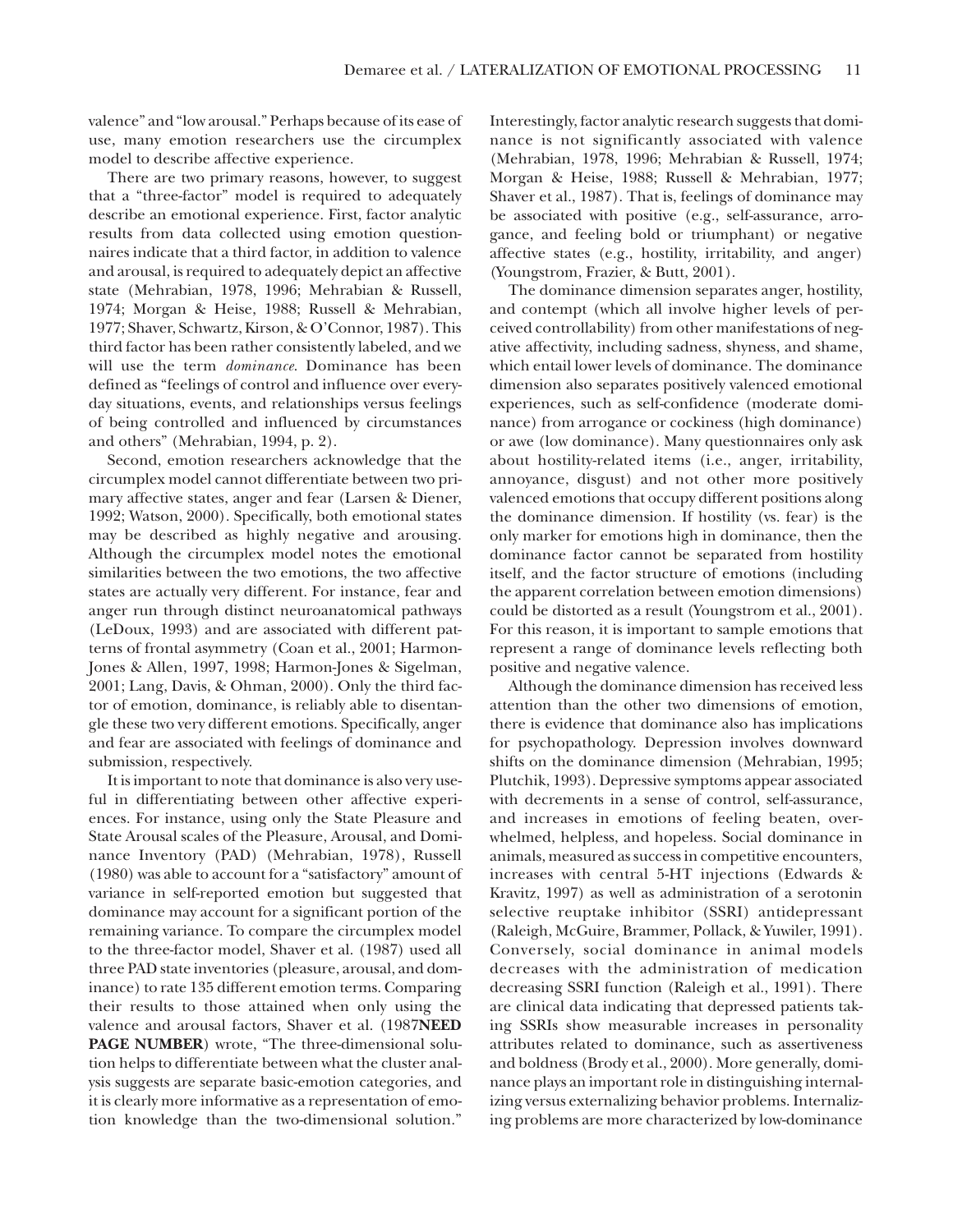valence" and "low arousal." Perhaps because of its ease of use, many emotion researchers use the circumplex model to describe affective experience.

There are two primary reasons, however, to suggest that a "three-factor" model is required to adequately describe an emotional experience. First, factor analytic results from data collected using emotion questionnaires indicate that a third factor, in addition to valence and arousal, is required to adequately depict an affective state (Mehrabian, 1978, 1996; Mehrabian & Russell, 1974; Morgan & Heise, 1988; Russell & Mehrabian, 1977; Shaver, Schwartz, Kirson, & O'Connor, 1987). This third factor has been rather consistently labeled, and we will use the term *dominance*. Dominance has been defined as "feelings of control and influence over everyday situations, events, and relationships versus feelings of being controlled and influenced by circumstances and others" (Mehrabian, 1994, p. 2).

Second, emotion researchers acknowledge that the circumplex model cannot differentiate between two primary affective states, anger and fear (Larsen & Diener, 1992; Watson, 2000). Specifically, both emotional states may be described as highly negative and arousing. Although the circumplex model notes the emotional similarities between the two emotions, the two affective states are actually very different. For instance, fear and anger run through distinct neuroanatomical pathways (LeDoux, 1993) and are associated with different patterns of frontal asymmetry (Coan et al., 2001; Harmon-Jones & Allen, 1997, 1998; Harmon-Jones & Sigelman, 2001; Lang, Davis, & Ohman, 2000). Only the third factor of emotion, dominance, is reliably able to disentangle these two very different emotions. Specifically, anger and fear are associated with feelings of dominance and submission, respectively.

It is important to note that dominance is also very useful in differentiating between other affective experiences. For instance, using only the State Pleasure and State Arousal scales of the Pleasure, Arousal, and Dominance Inventory (PAD) (Mehrabian, 1978), Russell (1980) was able to account for a "satisfactory" amount of variance in self-reported emotion but suggested that dominance may account for a significant portion of the remaining variance. To compare the circumplex model to the three-factor model, Shaver et al. (1987) used all three PAD state inventories (pleasure, arousal, and dominance) to rate 135 different emotion terms. Comparing their results to those attained when only using the valence and arousal factors, Shaver et al. (1987**NEED PAGE NUMBER**) wrote, "The three-dimensional solution helps to differentiate between what the cluster analysis suggests are separate basic-emotion categories, and it is clearly more informative as a representation of emotion knowledge than the two-dimensional solution." Interestingly, factor analytic research suggests that dominance is not significantly associated with valence (Mehrabian, 1978, 1996; Mehrabian & Russell, 1974; Morgan & Heise, 1988; Russell & Mehrabian, 1977; Shaver et al., 1987). That is, feelings of dominance may be associated with positive (e.g., self-assurance, arrogance, and feeling bold or triumphant) or negative affective states (e.g., hostility, irritability, and anger) (Youngstrom, Frazier, & Butt, 2001).

The dominance dimension separates anger, hostility, and contempt (which all involve higher levels of perceived controllability) from other manifestations of negative affectivity, including sadness, shyness, and shame, which entail lower levels of dominance. The dominance dimension also separates positively valenced emotional experiences, such as self-confidence (moderate dominance) from arrogance or cockiness (high dominance) or awe (low dominance). Many questionnaires only ask about hostility-related items (i.e., anger, irritability, annoyance, disgust) and not other more positively valenced emotions that occupy different positions along the dominance dimension. If hostility (vs. fear) is the only marker for emotions high in dominance, then the dominance factor cannot be separated from hostility itself, and the factor structure of emotions (including the apparent correlation between emotion dimensions) could be distorted as a result (Youngstrom et al., 2001). For this reason, it is important to sample emotions that represent a range of dominance levels reflecting both positive and negative valence.

Although the dominance dimension has received less attention than the other two dimensions of emotion, there is evidence that dominance also has implications for psychopathology. Depression involves downward shifts on the dominance dimension (Mehrabian, 1995; Plutchik, 1993). Depressive symptoms appear associated with decrements in a sense of control, self-assurance, and increases in emotions of feeling beaten, overwhelmed, helpless, and hopeless. Social dominance in animals, measured as success in competitive encounters, increases with central 5-HT injections (Edwards & Kravitz, 1997) as well as administration of a serotonin selective reuptake inhibitor (SSRI) antidepressant (Raleigh, McGuire, Brammer, Pollack, & Yuwiler, 1991). Conversely, social dominance in animal models decreases with the administration of medication decreasing SSRI function (Raleigh et al., 1991). There are clinical data indicating that depressed patients taking SSRIs show measurable increases in personality attributes related to dominance, such as assertiveness and boldness (Brody et al., 2000). More generally, dominance plays an important role in distinguishing internalizing versus externalizing behavior problems. Internalizing problems are more characterized by low-dominance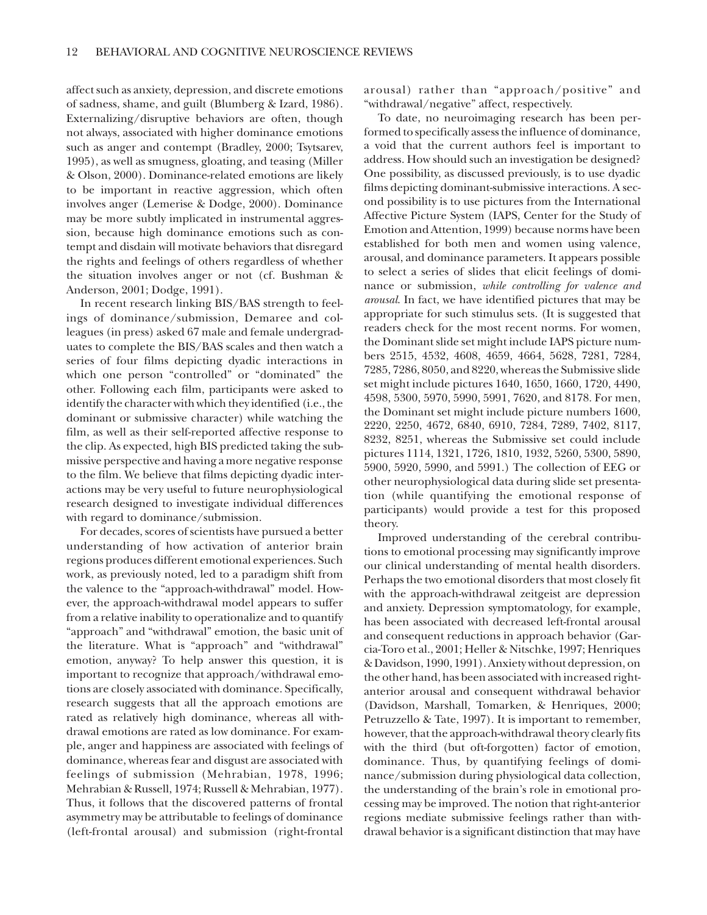affect such as anxiety, depression, and discrete emotions of sadness, shame, and guilt (Blumberg & Izard, 1986). Externalizing/disruptive behaviors are often, though not always, associated with higher dominance emotions such as anger and contempt (Bradley, 2000; Tsytsarev, 1995), as well as smugness, gloating, and teasing (Miller & Olson, 2000). Dominance-related emotions are likely to be important in reactive aggression, which often involves anger (Lemerise & Dodge, 2000). Dominance may be more subtly implicated in instrumental aggression, because high dominance emotions such as contempt and disdain will motivate behaviors that disregard the rights and feelings of others regardless of whether the situation involves anger or not (cf. Bushman & Anderson, 2001; Dodge, 1991).

In recent research linking BIS/BAS strength to feelings of dominance/submission, Demaree and colleagues (in press) asked 67 male and female undergraduates to complete the BIS/BAS scales and then watch a series of four films depicting dyadic interactions in which one person "controlled" or "dominated" the other. Following each film, participants were asked to identify the character with which they identified (i.e., the dominant or submissive character) while watching the film, as well as their self-reported affective response to the clip. As expected, high BIS predicted taking the submissive perspective and having a more negative response to the film. We believe that films depicting dyadic interactions may be very useful to future neurophysiological research designed to investigate individual differences with regard to dominance/submission.

For decades, scores of scientists have pursued a better understanding of how activation of anterior brain regions produces different emotional experiences. Such work, as previously noted, led to a paradigm shift from the valence to the "approach-withdrawal" model. However, the approach-withdrawal model appears to suffer from a relative inability to operationalize and to quantify "approach" and "withdrawal" emotion, the basic unit of the literature. What is "approach" and "withdrawal" emotion, anyway? To help answer this question, it is important to recognize that approach/withdrawal emotions are closely associated with dominance. Specifically, research suggests that all the approach emotions are rated as relatively high dominance, whereas all withdrawal emotions are rated as low dominance. For example, anger and happiness are associated with feelings of dominance, whereas fear and disgust are associated with feelings of submission (Mehrabian, 1978, 1996; Mehrabian & Russell, 1974; Russell & Mehrabian, 1977). Thus, it follows that the discovered patterns of frontal asymmetry may be attributable to feelings of dominance (left-frontal arousal) and submission (right-frontal arousal) rather than "approach/positive" and "withdrawal/negative" affect, respectively.

To date, no neuroimaging research has been performed to specifically assess the influence of dominance, a void that the current authors feel is important to address. How should such an investigation be designed? One possibility, as discussed previously, is to use dyadic films depicting dominant-submissive interactions. A second possibility is to use pictures from the International Affective Picture System (IAPS, Center for the Study of Emotion and Attention, 1999) because norms have been established for both men and women using valence, arousal, and dominance parameters. It appears possible to select a series of slides that elicit feelings of dominance or submission, *while controlling for valence and arousal*. In fact, we have identified pictures that may be appropriate for such stimulus sets. (It is suggested that readers check for the most recent norms. For women, the Dominant slide set might include IAPS picture numbers 2515, 4532, 4608, 4659, 4664, 5628, 7281, 7284, 7285, 7286, 8050, and 8220, whereas the Submissive slide set might include pictures 1640, 1650, 1660, 1720, 4490, 4598, 5300, 5970, 5990, 5991, 7620, and 8178. For men, the Dominant set might include picture numbers 1600, 2220, 2250, 4672, 6840, 6910, 7284, 7289, 7402, 8117, 8232, 8251, whereas the Submissive set could include pictures 1114, 1321, 1726, 1810, 1932, 5260, 5300, 5890, 5900, 5920, 5990, and 5991.) The collection of EEG or other neurophysiological data during slide set presentation (while quantifying the emotional response of participants) would provide a test for this proposed theory.

Improved understanding of the cerebral contributions to emotional processing may significantly improve our clinical understanding of mental health disorders. Perhaps the two emotional disorders that most closely fit with the approach-withdrawal zeitgeist are depression and anxiety. Depression symptomatology, for example, has been associated with decreased left-frontal arousal and consequent reductions in approach behavior (Garcia-Toro et al., 2001; Heller & Nitschke, 1997; Henriques & Davidson, 1990, 1991). Anxiety without depression, on the other hand, has been associated with increased right-anterior arousal and consequent withdrawal behavior (Davidson, Marshall, Tomarken, & Henriques, 2000; Petruzzello & Tate, 1997). It is important to remember, however, that the approach-withdrawal theory clearly fits with the third (but oft-forgotten) factor of emotion, dominance. Thus, by quantifying feelings of dominance/submission during physiological data collection, the understanding of the brain's role in emotional processing may be improved. The notion that right-anterior regions mediate submissive feelings rather than withdrawal behavior is a significant distinction that may have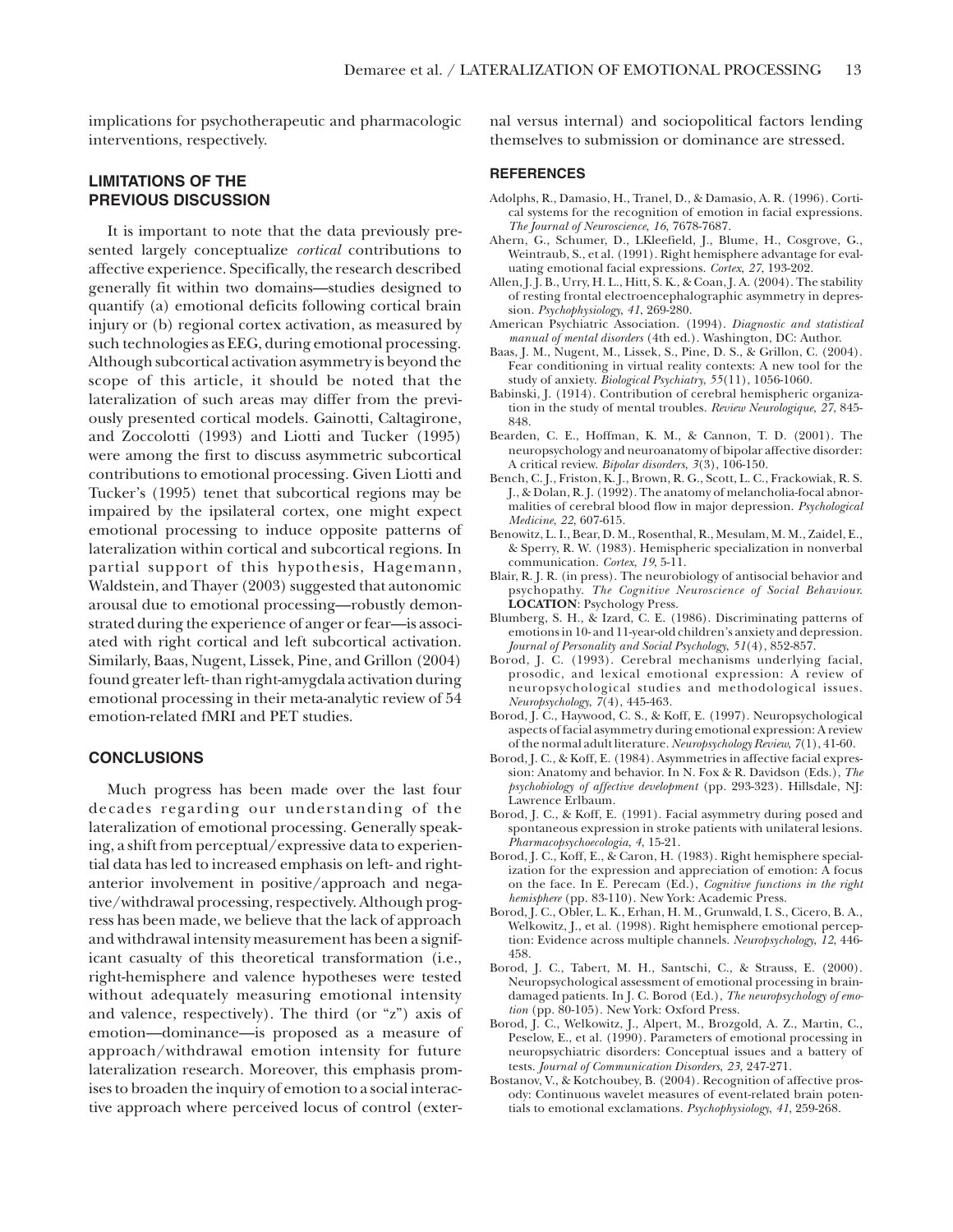implications for psychotherapeutic and pharmacologic interventions, respectively.

## LIMITATIONS OF THE PREVIOUS DISCUSSION

It is important to note that the data previously presented largely conceptualize *cortical* contributions to affective experience. Specifically, the research described generally fit within two domains—studies designed to quantify (a) emotional deficits following cortical brain injury or (b) regional cortex activation, as measured by such technologies as EEG, during emotional processing. Although subcortical activation asymmetry is beyond the scope of this article, it should be noted that the lateralization of such areas may differ from the previously presented cortical models. Gainotti, Caltagirone, and Zoccolotti (1993) and Liotti and Tucker (1995) were among the first to discuss asymmetric subcortical contributions to emotional processing. Given Liotti and Tucker's (1995) tenet that subcortical regions may be impaired by the ipsilateral cortex, one might expect emotional processing to induce opposite patterns of lateralization within cortical and subcortical regions. In partial support of this hypothesis, Hagemann, Waldstein, and Thayer (2003) suggested that autonomic arousal due to emotional processing—robustly demonstrated during the experience of anger or fear—is associated with right cortical and left subcortical activation. Similarly, Baas, Nugent, Lissek, Pine, and Grillon (2004) found greater left- than right-amygdala activation during emotional processing in their meta-analytic review of 54 emotion-related fMRI and PET studies.

## CONCLUSIONS

Much progress has been made over the last four decades regarding our understanding of the lateralization of emotional processing. Generally speaking, a shift from perceptual/expressive data to experiential data has led to increased emphasis on left- and right-anterior involvement in positive/approach and negative/withdrawal processing, respectively. Although progress has been made, we believe that the lack of approach and withdrawal intensity measurement has been a significant casualty of this theoretical transformation (i.e., right-hemisphere and valence hypotheses were tested without adequately measuring emotional intensity and valence, respectively). The third (or "z") axis of emotion—dominance—is proposed as a measure of approach/withdrawal emotion intensity for future lateralization research. Moreover, this emphasis promises to broaden the inquiry of emotion to a social interactive approach where perceived locus of control (external versus internal) and sociopolitical factors lending themselves to submission or dominance are stressed.

## REFERENCES

Adolphs, R., Damasio, H., Tranel, D., & Damasio, A. R. (1996). Cortical systems for the recognition of emotion in facial expressions. *The Journal of Neuroscience*, *16*, 7678-7687.

Ahern, G., Schumer, D., LKleefield, J., Blume, H., Cosgrove, G., Weintraub, S., et al. (1991). Right hemisphere advantage for evaluating emotional facial expressions. *Cortex*, *27*, 193-202.

Allen, J. J. B., Urry, H. L., Hitt, S. K., & Coan, J. A. (2004). The stability of resting frontal electroencephalographic asymmetry in depression. *Psychophysiology*, *41*, 269-280.

American Psychiatric Association. (1994). *Diagnostic and statistical manual of mental disorders* (4th ed.). Washington, DC: Author.

Baas, J. M., Nugent, M., Lissek, S., Pine, D. S., & Grillon, C. (2004). Fear conditioning in virtual reality contexts: A new tool for the study of anxiety. *Biological Psychiatry*, *55*(11), 1056-1060.

Babinski, J. (1914). Contribution of cerebral hemispheric organization in the study of mental troubles. *Review Neurologique*, *27*, 845-848.

Bearden, C. E., Hoffman, K. M., & Cannon, T. D. (2001). The neuropsychology and neuroanatomy of bipolar affective disorder: A critical review. *Bipolar disorders*, *3*(3), 106-150.

Bench, C. J., Friston, K. J., Brown, R. G., Scott, L. C., Frackowiak, R. S. J., & Dolan, R. J. (1992). The anatomy of melancholia-focal abnormalities of cerebral blood flow in major depression. *Psychological Medicine*, *22*, 607-615.

Benowitz, L. I., Bear, D. M., Rosenthal, R., Mesulam, M. M., Zaidel, E., & Sperry, R. W. (1983). Hemispheric specialization in nonverbal communication. *Cortex*, *19*, 5-11.

Blair, R. J. R. (in press). The neurobiology of antisocial behavior and psychopathy. *The Cognitive Neuroscience of Social Behaviour.* **LOCATION**: Psychology Press.

Blumberg, S. H., & Izard, C. E. (1986). Discriminating patterns of emotions in 10- and 11-year-old children's anxiety and depression. *Journal of Personality and Social Psychology*, *51*(4), 852-857.

Borod, J. C. (1993). Cerebral mechanisms underlying facial, prosodic, and lexical emotional expression: A review of neuropsychological studies and methodological issues. *Neuropsychology*, *7*(4), 445-463.

Borod, J. C., Haywood, C. S., & Koff, E. (1997). Neuropsychological aspects of facial asymmetry during emotional expression: A review of the normal adult literature. *Neuropsychology Review*, *7*(1), 41-60.

Borod, J. C., & Koff, E. (1984). Asymmetries in affective facial expression: Anatomy and behavior. In N. Fox & R. Davidson (Eds.), *The psychobiology of affective development* (pp. 293-323). Hillsdale, NJ: Lawrence Erlbaum.

Borod, J. C., & Koff, E. (1991). Facial asymmetry during posed and spontaneous expression in stroke patients with unilateral lesions. *Pharmacopsychoecologia*, *4*, 15-21.

Borod, J. C., Koff, E., & Caron, H. (1983). Right hemisphere specialization for the expression and appreciation of emotion: A focus on the face. In E. Perecam (Ed.), *Cognitive functions in the right hemisphere* (pp. 83-110). New York: Academic Press.

Borod, J. C., Obler, L. K., Erhan, H. M., Grunwald, I. S., Cicero, B. A., Welkowitz, J., et al. (1998). Right hemisphere emotional perception: Evidence across multiple channels. *Neuropsychology*, *12*, 446-458.

Borod, J. C., Tabert, M. H., Santschi, C., & Strauss, E. (2000). Neuropsychological assessment of emotional processing in brain-damaged patients. In J. C. Borod (Ed.), *The neuropsychology of emotion* (pp. 80-105). New York: Oxford Press.

Borod, J. C., Welkowitz, J., Alpert, M., Brozgold, A. Z., Martin, C., Peselow, E., et al. (1990). Parameters of emotional processing in neuropsychiatric disorders: Conceptual issues and a battery of tests. *Journal of Communication Disorders*, *23*, 247-271.

Bostanov, V., & Kotchoubey, B. (2004). Recognition of affective prosody: Continuous wavelet measures of event-related brain potentials to emotional exclamations. *Psychophysiology*, *41*, 259-268.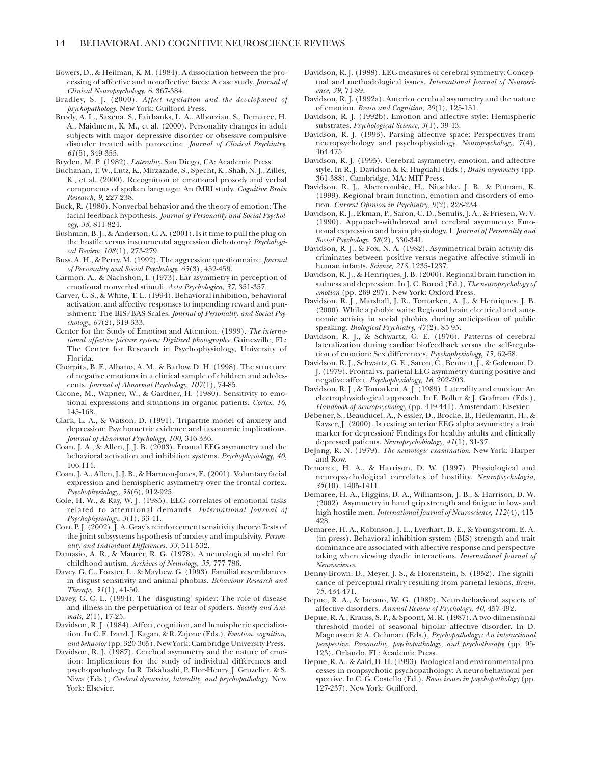Bowers, D., & Heilman, K. M. (1984). A dissociation between the processing of affective and nonaffective faces: A case study. *Journal of Clinical Neuropsychology*, *6*, 367-384.

Bradley, S. J. (2000). *Affect regulation and the development of psychopathology*. New York: Guilford Press.

Brody, A. L., Saxena, S., Fairbanks, L. A., Alborzian, S., Demaree, H. A., Maidment, K. M., et al. (2000). Personality changes in adult subjects with major depressive disorder or obsessive-compulsive disorder treated with paroxetine. *Journal of Clinical Psychiatry*, *61*(5), 349-355.

Bryden, M. P. (1982). *Laterality*. San Diego, CA: Academic Press.

Buchanan, T. W., Lutz, K., Mirzazade, S., Specht, K., Shah, N. J., Zilles, K., et al. (2000). Recognition of emotional prosody and verbal components of spoken language: An fMRI study. *Cognitive Brain Research*, *9*, 227-238.

Buck, R. (1980). Nonverbal behavior and the theory of emotion: The facial feedback hypothesis. *Journal of Personality and Social Psychology*, *38*, 811-824.

Bushman, B. J., & Anderson, C. A. (2001). Is it time to pull the plug on the hostile versus instrumental aggression dichotomy? *Psychological Review*, *108*(1), 273-279.

Buss, A. H., & Perry, M. (1992). The aggression questionnaire. *Journal of Personality and Social Psychology*, *63*(3), 452-459.

Carmon, A., & Nachshon, I. (1973). Ear asymmetry in perception of emotional nonverbal stimuli. *Acta Psychologica*, *37*, 351-357.

Carver, C. S., & White, T. L. (1994). Behavioral inhibition, behavioral activation, and affective responses to impending reward and punishment: The BIS/BAS Scales. *Journal of Personality and Social Psychology*, *67*(2), 319-333.

Center for the Study of Emotion and Attention. (1999). *The international affective picture system: Digitized photographs*. Gainesville, FL: The Center for Research in Psychophysiology, University of Florida.

Chorpita, B. F., Albano, A. M., & Barlow, D. H. (1998). The structure of negative emotions in a clinical sample of children and adolescents. *Journal of Abnormal Psychology*, *107*(1), 74-85.

Cicone, M., Wapner, W., & Gardner, H. (1980). Sensitivity to emotional expressions and situations in organic patients. *Cortex*, *16*, 145-168.

Clark, L. A., & Watson, D. (1991). Tripartite model of anxiety and depression: Psychometric evidence and taxonomic implications. *Journal of Abnormal Psychology*, *100*, 316-336.

Coan, J. A., & Allen, J. J. B. (2003). Frontal EEG asymmetry and the behavioral activation and inhibition systems. *Psychophysiology*, *40*, 106-114.

Coan, J. A., Allen, J. J. B., & Harmon-Jones, E. (2001). Voluntary facial expression and hemispheric asymmetry over the frontal cortex. *Psychophysiology*, *38*(6), 912-925.

Cole, H. W., & Ray, W. J. (1985). EEG correlates of emotional tasks related to attentional demands. *International Journal of Psychophysiology*, *3*(1), 33-41.

Corr, P. J. (2002). J. A. Gray's reinforcement sensitivity theory: Tests of the joint subsystems hypothesis of anxiety and impulsivity. *Personality and Individual Differences*, *33*, 511-532.

Damasio, A. R., & Maurer, R. G. (1978). A neurological model for childhood autism. *Archives of Neurology*, *35*, 777-786.

Davey, G. C., Forster, L., & Mayhew, G. (1993). Familial resemblances in disgust sensitivity and animal phobias. *Behaviour Research and Therapy*, *31*(1), 41-50.

Davey, G. C. L. (1994). The 'disgusting' spider: The role of disease and illness in the perpetuation of fear of spiders. *Society and Animals*, *2*(1), 17-25.

Davidson, R. J. (1984). Affect, cognition, and hemispheric specialization. In C. E. Izard, J. Kagan, & R. Zajonc (Eds.), *Emotion, cognition, and behavior* (pp. 320-365). New York: Cambridge University Press.

Davidson, R. J. (1987). Cerebral asymmetry and the nature of emotion: Implications for the study of individual differences and psychopathology. In R. Takahashi, P. Flor-Henry, J. Gruzelier, & S. Niwa (Eds.), *Cerebral dynamics, laterality, and psychopathology*. New York: Elsevier.

Davidson, R. J. (1988). EEG measures of cerebral symmetry: Conceptual and methodological issues. *International Journal of Neuroscience*, *39*, 71-89.

Davidson, R. J. (1992a). Anterior cerebral asymmetry and the nature of emotion. *Brain and Cognition*, *20*(1), 125-151.

Davidson, R. J. (1992b). Emotion and affective style: Hemispheric substrates. *Psychological Science*, *3*(1), 39-43.

Davidson, R. J. (1993). Parsing affective space: Perspectives from neuropsychology and psychophysiology. *Neuropsychology*, *7*(4), 464-475.

Davidson, R. J. (1995). Cerebral asymmetry, emotion, and affective style. In R. J. Davidson & K. Hugdahl (Eds.), *Brain asymmetry* (pp. 361-388). Cambridge, MA: MIT Press.

Davidson, R. J., Abercrombie, H., Nitschke, J. B., & Putnam, K. (1999). Regional brain function, emotion and disorders of emotion. *Current Opinion in Psychiatry*, *9*(2), 228-234.

Davidson, R. J., Ekman, P., Saron, C. D., Senulis, J. A., & Friesen, W. V. (1990). Approach-withdrawal and cerebral asymmetry: Emotional expression and brain physiology. I. *Journal of Personality and Social Psychology*, *58*(2), 330-341.

Davidson, R. J., & Fox, N. A. (1982). Asymmetrical brain activity discriminates between positive versus negative affective stimuli in human infants. *Science*, *218*, 1235-1237.

Davidson, R. J., & Henriques, J. B. (2000). Regional brain function in sadness and depression. In J. C. Borod (Ed.), *The neuropsychology of emotion* (pp. 269-297). New York: Oxford Press.

Davidson, R. J., Marshall, J. R., Tomarken, A. J., & Henriques, J. B. (2000). While a phobic waits: Regional brain electrical and autonomic activity in social phobics during anticipation of public speaking. *Biological Psychiatry*, *47*(2), 85-95.

Davidson, R. J., & Schwartz, G. E. (1976). Patterns of cerebral lateralization during cardiac biofeedback versus the self-regulation of emotion: Sex differences. *Psychophysiology*, *13*, 62-68.

Davidson, R. J., Schwartz, G. E., Saron, C., Bennett, J., & Goleman, D. J. (1979). Frontal vs. parietal EEG asymmetry during positive and negative affect. *Psychophysiology*, *16*, 202-203.

Davidson, R. J., & Tomarken, A. J. (1989). Laterality and emotion: An electrophysiological approach. In F. Boller & J. Grafman (Eds.), *Handbook of neuropsychology* (pp. 419-441). Amsterdam: Elsevier.

Debener, S., Beauducel, A., Nessler, D., Brocke, B., Heilemann, H., & Kayser, J. (2000). Is resting anterior EEG alpha asymmetry a trait marker for depression? Findings for healthy adults and clinically depressed patients. *Neuropsychobiology*, *41*(1), 31-37.

DeJong, R. N. (1979). *The neurologic examination*. New York: Harper and Row.

Demaree, H. A., & Harrison, D. W. (1997). Physiological and neuropsychological correlates of hostility. *Neuropsychologia*, *35*(10), 1405-1411.

Demaree, H. A., Higgins, D. A., Williamson, J. B., & Harrison, D. W. (2002). Asymmetry in hand grip strength and fatigue in low- and high-hostile men. *International Journal of Neuroscience*, *112*(4), 415-428.

Demaree, H. A., Robinson, J. L., Everhart, D. E., & Youngstrom, E. A. (in press). Behavioral inhibition system (BIS) strength and trait dominance are associated with affective response and perspective taking when viewing dyadic interactions. *International Journal of Neuroscience*.

Denny-Brown, D., Meyer, J. S., & Horenstein, S. (1952). The significance of perceptual rivalry resulting from parietal lesions. *Brain*, *75*, 434-471.

Depue, R. A., & Iacono, W. G. (1989). Neurobehavioral aspects of affective disorders. *Annual Review of Psychology*, *40*, 457-492.

Depue, R. A., Krauss, S. P., & Spoont, M. R. (1987). A two-dimensional threshold model of seasonal bipolar affective disorder. In D. Magnussen & A. Oehman (Eds.), *Psychopathology: An interactional perspective. Personality, psychopathology, and psychotherapy* (pp. 95-123). Orlando, FL: Academic Press.

Depue, R. A., & Zald, D. H. (1993). Biological and environmental processes in nonpsychotic psychopathology: A neurobehavioral perspective. In C. G. Costello (Ed.), *Basic issues in psychopathology* (pp. 127-237). New York: Guilford.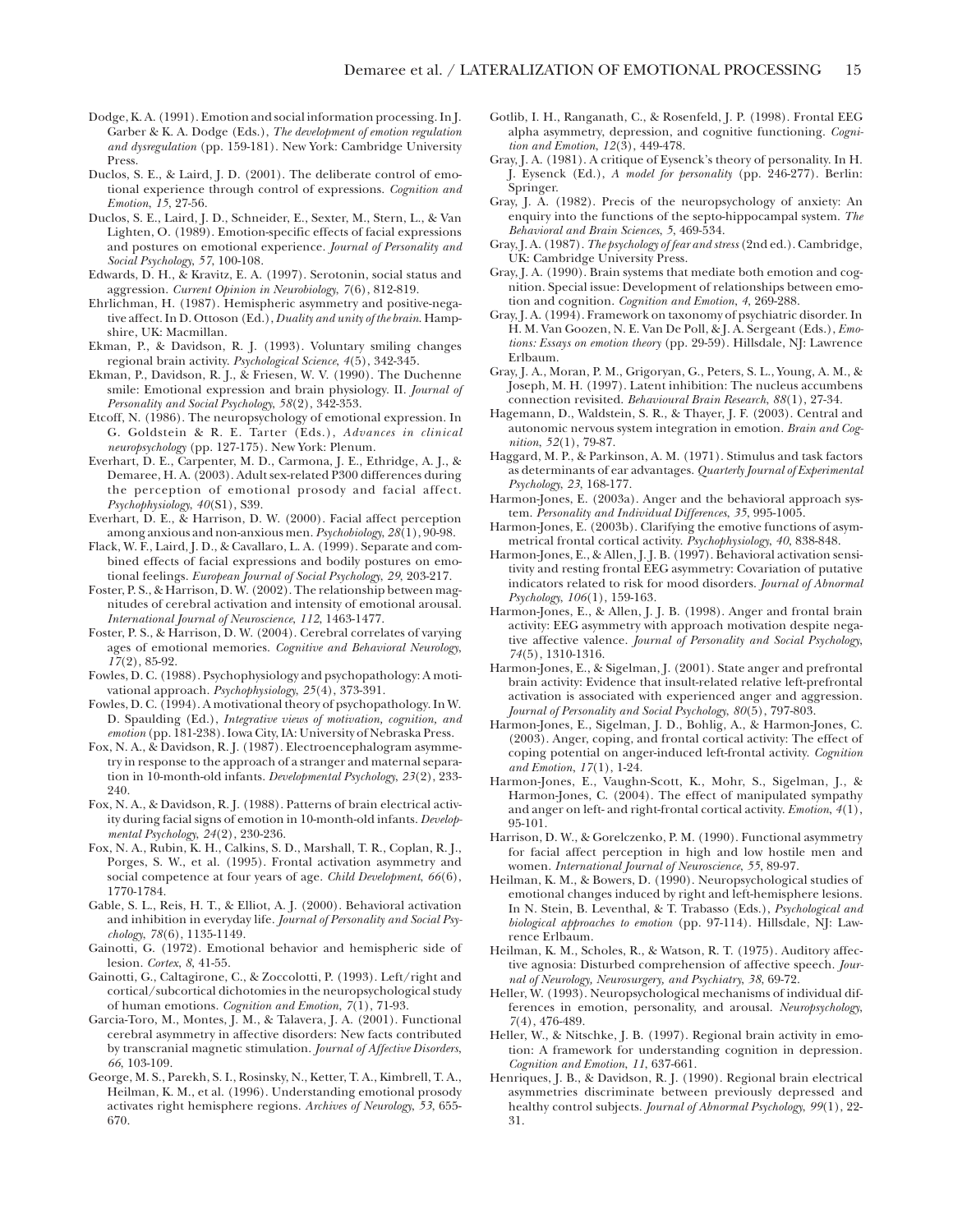Dodge, K. A. (1991). Emotion and social information processing. In J. Garber & K. A. Dodge (Eds.), *The development of emotion regulation and dysregulation* (pp. 159-181). New York: Cambridge University Press.

Duclos, S. E., & Laird, J. D. (2001). The deliberate control of emotional experience through control of expressions. *Cognition and Emotion*, *15*, 27-56.

Duclos, S. E., Laird, J. D., Schneider, E., Sexter, M., Stern, L., & Van Lighten, O. (1989). Emotion-specific effects of facial expressions and postures on emotional experience. *Journal of Personality and Social Psychology*, *57*, 100-108.

Edwards, D. H., & Kravitz, E. A. (1997). Serotonin, social status and aggression. *Current Opinion in Neurobiology*, *7*(6), 812-819.

Ehrlichman, H. (1987). Hemispheric asymmetry and positive-negative affect. In D. Ottoson (Ed.), *Duality and unity of the brain*. Hampshire, UK: Macmillan.

Ekman, P., & Davidson, R. J. (1993). Voluntary smiling changes regional brain activity. *Psychological Science*, *4*(5), 342-345.

Ekman, P., Davidson, R. J., & Friesen, W. V. (1990). The Duchenne smile: Emotional expression and brain physiology. II. *Journal of Personality and Social Psychology*, *58*(2), 342-353.

Etcoff, N. (1986). The neuropsychology of emotional expression. In G. Goldstein & R. E. Tarter (Eds.), *Advances in clinical neuropsychology* (pp. 127-175). New York: Plenum.

Everhart, D. E., Carpenter, M. D., Carmona, J. E., Ethridge, A. J., & Demaree, H. A. (2003). Adult sex-related P300 differences during the perception of emotional prosody and facial affect. *Psychophysiology*, *40*(S1), S39.

Everhart, D. E., & Harrison, D. W. (2000). Facial affect perception among anxious and non-anxious men. *Psychobiology*, *28*(1), 90-98.

Flack, W. F., Laird, J. D., & Cavallaro, L. A. (1999). Separate and combined effects of facial expressions and bodily postures on emotional feelings. *European Journal of Social Psychology*, *29*, 203-217.

Foster, P. S., & Harrison, D. W. (2002). The relationship between magnitudes of cerebral activation and intensity of emotional arousal. *International Journal of Neuroscience*, *112*, 1463-1477.

Foster, P. S., & Harrison, D. W. (2004). Cerebral correlates of varying ages of emotional memories. *Cognitive and Behavioral Neurology*, *17*(2), 85-92.

Fowles, D. C. (1988). Psychophysiology and psychopathology: A motivational approach. *Psychophysiology*, *25*(4), 373-391.

Fowles, D. C. (1994). A motivational theory of psychopathology. In W. D. Spaulding (Ed.), *Integrative views of motivation, cognition, and emotion* (pp. 181-238). Iowa City, IA: University of Nebraska Press.

Fox, N. A., & Davidson, R. J. (1987). Electroencephalogram asymmetry in response to the approach of a stranger and maternal separation in 10-month-old infants. *Developmental Psychology*, *23*(2), 233-240.

Fox, N. A., & Davidson, R. J. (1988). Patterns of brain electrical activity during facial signs of emotion in 10-month-old infants. *Developmental Psychology*, *24*(2), 230-236.

Fox, N. A., Rubin, K. H., Calkins, S. D., Marshall, T. R., Coplan, R. J., Porges, S. W., et al. (1995). Frontal activation asymmetry and social competence at four years of age. *Child Development*, *66*(6), 1770-1784.

Gable, S. L., Reis, H. T., & Elliot, A. J. (2000). Behavioral activation and inhibition in everyday life. *Journal of Personality and Social Psychology*, *78*(6), 1135-1149.

Gainotti, G. (1972). Emotional behavior and hemispheric side of lesion. *Cortex*, *8*, 41-55.

Gainotti, G., Caltagirone, C., & Zoccolotti, P. (1993). Left/right and cortical/subcortical dichotomies in the neuropsychological study of human emotions. *Cognition and Emotion*, *7*(1), 71-93.

Garcia-Toro, M., Montes, J. M., & Talavera, J. A. (2001). Functional cerebral asymmetry in affective disorders: New facts contributed by transcranial magnetic stimulation. *Journal of Affective Disorders*, *66*, 103-109.

George, M. S., Parekh, S. I., Rosinsky, N., Ketter, T. A., Kimbrell, T. A., Heilman, K. M., et al. (1996). Understanding emotional prosody activates right hemisphere regions. *Archives of Neurology*, *53*, 655-670.

Gotlib, I. H., Ranganath, C., & Rosenfeld, J. P. (1998). Frontal EEG alpha asymmetry, depression, and cognitive functioning. *Cognition and Emotion*, *12*(3), 449-478.

Gray, J. A. (1981). A critique of Eysenck's theory of personality. In H. J. Eysenck (Ed.), *A model for personality* (pp. 246-277). Berlin: Springer.

Gray, J. A. (1982). Precis of the neuropsychology of anxiety: An enquiry into the functions of the septo-hippocampal system. *The Behavioral and Brain Sciences*, *5*, 469-534.

Gray, J. A. (1987). *The psychology of fear and stress* (2nd ed.). Cambridge, UK: Cambridge University Press.

Gray, J. A. (1990). Brain systems that mediate both emotion and cognition. Special issue: Development of relationships between emotion and cognition. *Cognition and Emotion*, *4*, 269-288.

Gray, J. A. (1994). Framework on taxonomy of psychiatric disorder. In H. M. Van Goozen, N. E. Van De Poll, & J. A. Sergeant (Eds.), *Emotions: Essays on emotion theory* (pp. 29-59). Hillsdale, NJ: Lawrence Erlbaum.

Gray, J. A., Moran, P. M., Grigoryan, G., Peters, S. L., Young, A. M., & Joseph, M. H. (1997). Latent inhibition: The nucleus accumbens connection revisited. *Behavioural Brain Research*, *88*(1), 27-34.

Hagemann, D., Waldstein, S. R., & Thayer, J. F. (2003). Central and autonomic nervous system integration in emotion. *Brain and Cognition*, *52*(1), 79-87.

Haggard, M. P., & Parkinson, A. M. (1971). Stimulus and task factors as determinants of ear advantages. *Quarterly Journal of Experimental Psychology*, *23*, 168-177.

Harmon-Jones, E. (2003a). Anger and the behavioral approach system. *Personality and Individual Differences*, *35*, 995-1005.

Harmon-Jones, E. (2003b). Clarifying the emotive functions of asymmetrical frontal cortical activity. *Psychophysiology*, *40*, 838-848.

Harmon-Jones, E., & Allen, J. J. B. (1997). Behavioral activation sensitivity and resting frontal EEG asymmetry: Covariation of putative indicators related to risk for mood disorders. *Journal of Abnormal Psychology*, *106*(1), 159-163.

Harmon-Jones, E., & Allen, J. J. B. (1998). Anger and frontal brain activity: EEG asymmetry with approach motivation despite negative affective valence. *Journal of Personality and Social Psychology*, *74*(5), 1310-1316.

Harmon-Jones, E., & Sigelman, J. (2001). State anger and prefrontal brain activity: Evidence that insult-related relative left-prefrontal activation is associated with experienced anger and aggression. *Journal of Personality and Social Psychology*, *80*(5), 797-803.

Harmon-Jones, E., Sigelman, J. D., Bohlig, A., & Harmon-Jones, C. (2003). Anger, coping, and frontal cortical activity: The effect of coping potential on anger-induced left-frontal activity. *Cognition and Emotion*, *17*(1), 1-24.

Harmon-Jones, E., Vaughn-Scott, K., Mohr, S., Sigelman, J., & Harmon-Jones, C. (2004). The effect of manipulated sympathy and anger on left- and right-frontal cortical activity. *Emotion*, *4*(1), 95-101.

Harrison, D. W., & Gorelczenko, P. M. (1990). Functional asymmetry for facial affect perception in high and low hostile men and women. *International Journal of Neuroscience*, *55*, 89-97.

Heilman, K. M., & Bowers, D. (1990). Neuropsychological studies of emotional changes induced by right and left-hemisphere lesions. In N. Stein, B. Leventhal, & T. Trabasso (Eds.), *Psychological and biological approaches to emotion* (pp. 97-114). Hillsdale, NJ: Lawrence Erlbaum.

Heilman, K. M., Scholes, R., & Watson, R. T. (1975). Auditory affective agnosia: Disturbed comprehension of affective speech. *Journal of Neurology, Neurosurgery, and Psychiatry*, *38*, 69-72.

Heller, W. (1993). Neuropsychological mechanisms of individual differences in emotion, personality, and arousal. *Neuropsychology*, *7*(4), 476-489.

Heller, W., & Nitschke, J. B. (1997). Regional brain activity in emotion: A framework for understanding cognition in depression. *Cognition and Emotion*, *11*, 637-661.

Henriques, J. B., & Davidson, R. J. (1990). Regional brain electrical asymmetries discriminate between previously depressed and healthy control subjects. *Journal of Abnormal Psychology*, *99*(1), 22-31.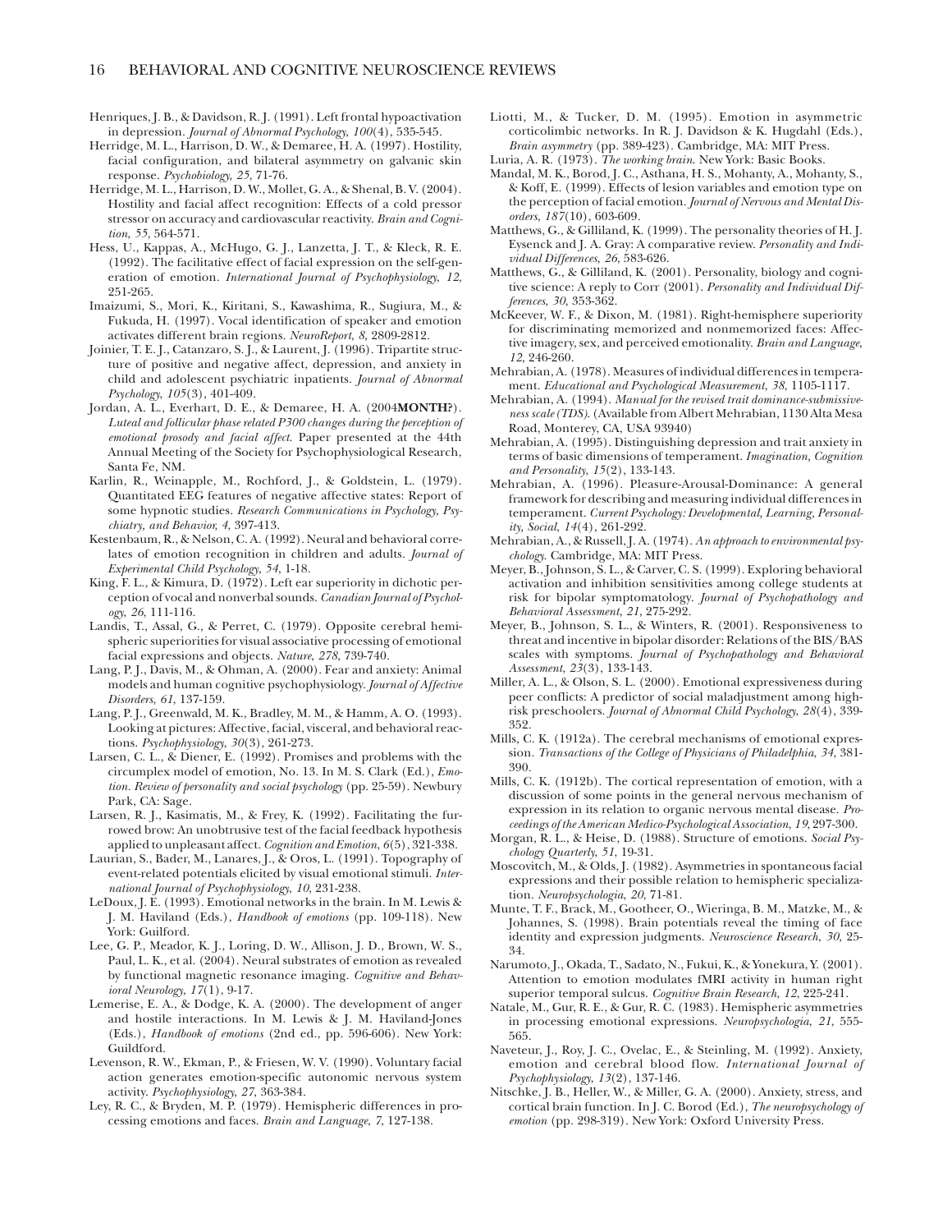Henriques, J. B., & Davidson, R. J. (1991). Left frontal hypoactivation in depression. *Journal of Abnormal Psychology*, *100*(4), 535-545.

Herridge, M. L., Harrison, D. W., & Demaree, H. A. (1997). Hostility, facial configuration, and bilateral asymmetry on galvanic skin response. *Psychobiology*, *25*, 71-76.

Herridge, M. L., Harrison, D. W., Mollet, G. A., & Shenal, B. V. (2004). Hostility and facial affect recognition: Effects of a cold pressor stressor on accuracy and cardiovascular reactivity. *Brain and Cognition*, *55*, 564-571.

Hess, U., Kappas, A., McHugo, G. J., Lanzetta, J. T., & Kleck, R. E. (1992). The facilitative effect of facial expression on the self-generation of emotion. *International Journal of Psychophysiology*, *12*, 251-265.

Imaizumi, S., Mori, K., Kiritani, S., Kawashima, R., Sugiura, M., & Fukuda, H. (1997). Vocal identification of speaker and emotion activates different brain regions. *NeuroReport*, *8*, 2809-2812.

Joinier, T. E. J., Catanzaro, S. J., & Laurent, J. (1996). Tripartite structure of positive and negative affect, depression, and anxiety in child and adolescent psychiatric inpatients. *Journal of Abnormal Psychology, 105*(3), 401-409.

Jordan, A. L., Everhart, D. E., & Demaree, H. A. (2004**MONTH?**). *Luteal and follicular phase related P300 changes during the perception of emotional prosody and facial affect*. Paper presented at the 44th Annual Meeting of the Society for Psychophysiological Research, Santa Fe, NM.

Karlin, R., Weinapple, M., Rochford, J., & Goldstein, L. (1979). Quantitated EEG features of negative affective states: Report of some hypnotic studies. *Research Communications in Psychology, Psychiatry, and Behavior, 4*, 397-413.

Kestenbaum, R., & Nelson, C. A. (1992). Neural and behavioral correlates of emotion recognition in children and adults. *Journal of Experimental Child Psychology*, *54*, 1-18.

King, F. L., & Kimura, D. (1972). Left ear superiority in dichotic perception of vocal and nonverbal sounds. *Canadian Journal of Psychology*, *26*, 111-116.

Landis, T., Assal, G., & Perret, C. (1979). Opposite cerebral hemispheric superiorities for visual associative processing of emotional facial expressions and objects. *Nature*, *278*, 739-740.

Lang, P. J., Davis, M., & Ohman, A. (2000). Fear and anxiety: Animal models and human cognitive psychophysiology. *Journal of Affective Disorders*, *61*, 137-159.

Lang, P. J., Greenwald, M. K., Bradley, M. M., & Hamm, A. O. (1993). Looking at pictures: Affective, facial, visceral, and behavioral reactions. *Psychophysiology*, *30*(3), 261-273.

Larsen, C. L., & Diener, E. (1992). Promises and problems with the circumplex model of emotion, No. 13. In M. S. Clark (Ed.), *Emotion. Review of personality and social psychology* (pp. 25-59). Newbury Park, CA: Sage.

Larsen, R. J., Kasimatis, M., & Frey, K. (1992). Facilitating the furrowed brow: An unobtrusive test of the facial feedback hypothesis applied to unpleasant affect. *Cognition and Emotion*, *6*(5), 321-338.

Laurian, S., Bader, M., Lanares, J., & Oros, L. (1991). Topography of event-related potentials elicited by visual emotional stimuli. *International Journal of Psychophysiology*, *10*, 231-238.

LeDoux, J. E. (1993). Emotional networks in the brain. In M. Lewis & J. M. Haviland (Eds.), *Handbook of emotions* (pp. 109-118). New York: Guilford.

Lee, G. P., Meador, K. J., Loring, D. W., Allison, J. D., Brown, W. S., Paul, L. K., et al. (2004). Neural substrates of emotion as revealed by functional magnetic resonance imaging. *Cognitive and Behavioral Neurology*, *17*(1), 9-17.

Lemerise, E. A., & Dodge, K. A. (2000). The development of anger and hostile interactions. In M. Lewis & J. M. Haviland-Jones (Eds.), *Handbook of emotions* (2nd ed., pp. 596-606). New York: Guildford.

Levenson, R. W., Ekman, P., & Friesen, W. V. (1990). Voluntary facial action generates emotion-specific autonomic nervous system activity. *Psychophysiology*, *27*, 363-384.

Ley, R. C., & Bryden, M. P. (1979). Hemispheric differences in processing emotions and faces. *Brain and Language*, *7*, 127-138.

Liotti, M., & Tucker, D. M. (1995). Emotion in asymmetric corticolimbic networks. In R. J. Davidson & K. Hugdahl (Eds.), *Brain asymmetry* (pp. 389-423). Cambridge, MA: MIT Press.

Luria, A. R. (1973). *The working brain*. New York: Basic Books.

Mandal, M. K., Borod, J. C., Asthana, H. S., Mohanty, A., Mohanty, S., & Koff, E. (1999). Effects of lesion variables and emotion type on the perception of facial emotion. *Journal of Nervous and Mental Disorders*, *187*(10), 603-609.

Matthews, G., & Gilliland, K. (1999). The personality theories of H. J. Eysenck and J. A. Gray: A comparative review. *Personality and Individual Differences*, *26*, 583-626.

Matthews, G., & Gilliland, K. (2001). Personality, biology and cognitive science: A reply to Corr (2001). *Personality and Individual Differences*, *30*, 353-362.

McKeever, W. F., & Dixon, M. (1981). Right-hemisphere superiority for discriminating memorized and nonmemorized faces: Affective imagery, sex, and perceived emotionality. *Brain and Language*, *12*, 246-260.

Mehrabian, A. (1978). Measures of individual differences in temperament. *Educational and Psychological Measurement*, *38*, 1105-1117.

Mehrabian, A. (1994). *Manual for the revised trait dominance-submissiveness scale (TDS)*. (Available from Albert Mehrabian, 1130 Alta Mesa Road, Monterey, CA, USA 93940)

Mehrabian, A. (1995). Distinguishing depression and trait anxiety in terms of basic dimensions of temperament. *Imagination, Cognition and Personality*, *15*(2), 133-143.

Mehrabian, A. (1996). Pleasure-Arousal-Dominance: A general framework for describing and measuring individual differences in temperament. *Current Psychology: Developmental, Learning, Personality, Social*, *14*(4), 261-292.

Mehrabian, A., & Russell, J. A. (1974). *An approach to environmental psychology*. Cambridge, MA: MIT Press.

Meyer, B., Johnson, S. L., & Carver, C. S. (1999). Exploring behavioral activation and inhibition sensitivities among college students at risk for bipolar symptomatology. *Journal of Psychopathology and Behavioral Assessment, 21*, 275-292.

Meyer, B., Johnson, S. L., & Winters, R. (2001). Responsiveness to threat and incentive in bipolar disorder: Relations of the BIS/BAS scales with symptoms. *Journal of Psychopathology and Behavioral Assessment*, *23*(3), 133-143.

Miller, A. L., & Olson, S. L. (2000). Emotional expressiveness during peer conflicts: A predictor of social maladjustment among high-risk preschoolers. *Journal of Abnormal Child Psychology*, *28*(4), 339-352.

Mills, C. K. (1912a). The cerebral mechanisms of emotional expression. *Transactions of the College of Physicians of Philadelphia*, *34*, 381-390.

Mills, C. K. (1912b). The cortical representation of emotion, with a discussion of some points in the general nervous mechanism of expression in its relation to organic nervous mental disease. *Proceedings of the American Medico-Psychological Association*, *19*, 297-300.

Morgan, R. L., & Heise, D. (1988). Structure of emotions. *Social Psychology Quarterly*, *51*, 19-31.

Moscovitch, M., & Olds, J. (1982). Asymmetries in spontaneous facial expressions and their possible relation to hemispheric specialization. *Neuropsychologia*, *20*, 71-81.

Munte, T. F., Brack, M., Gootheer, O., Wieringa, B. M., Matzke, M., & Johannes, S. (1998). Brain potentials reveal the timing of face identity and expression judgments. *Neuroscience Research*, *30*, 25-34.

Narumoto, J., Okada, T., Sadato, N., Fukui, K., & Yonekura, Y. (2001). Attention to emotion modulates fMRI activity in human right superior temporal sulcus. *Cognitive Brain Research*, *12*, 225-241.

Natale, M., Gur, R. E., & Gur, R. C. (1983). Hemispheric asymmetries in processing emotional expressions. *Neuropsychologia*, *21*, 555-565.

Naveteur, J., Roy, J. C., Ovelac, E., & Steinling, M. (1992). Anxiety, emotion and cerebral blood flow. *International Journal of Psychophysiology*, *13*(2), 137-146.

Nitschke, J. B., Heller, W., & Miller, G. A. (2000). Anxiety, stress, and cortical brain function. In J. C. Borod (Ed.), *The neuropsychology of emotion* (pp. 298-319). New York: Oxford University Press.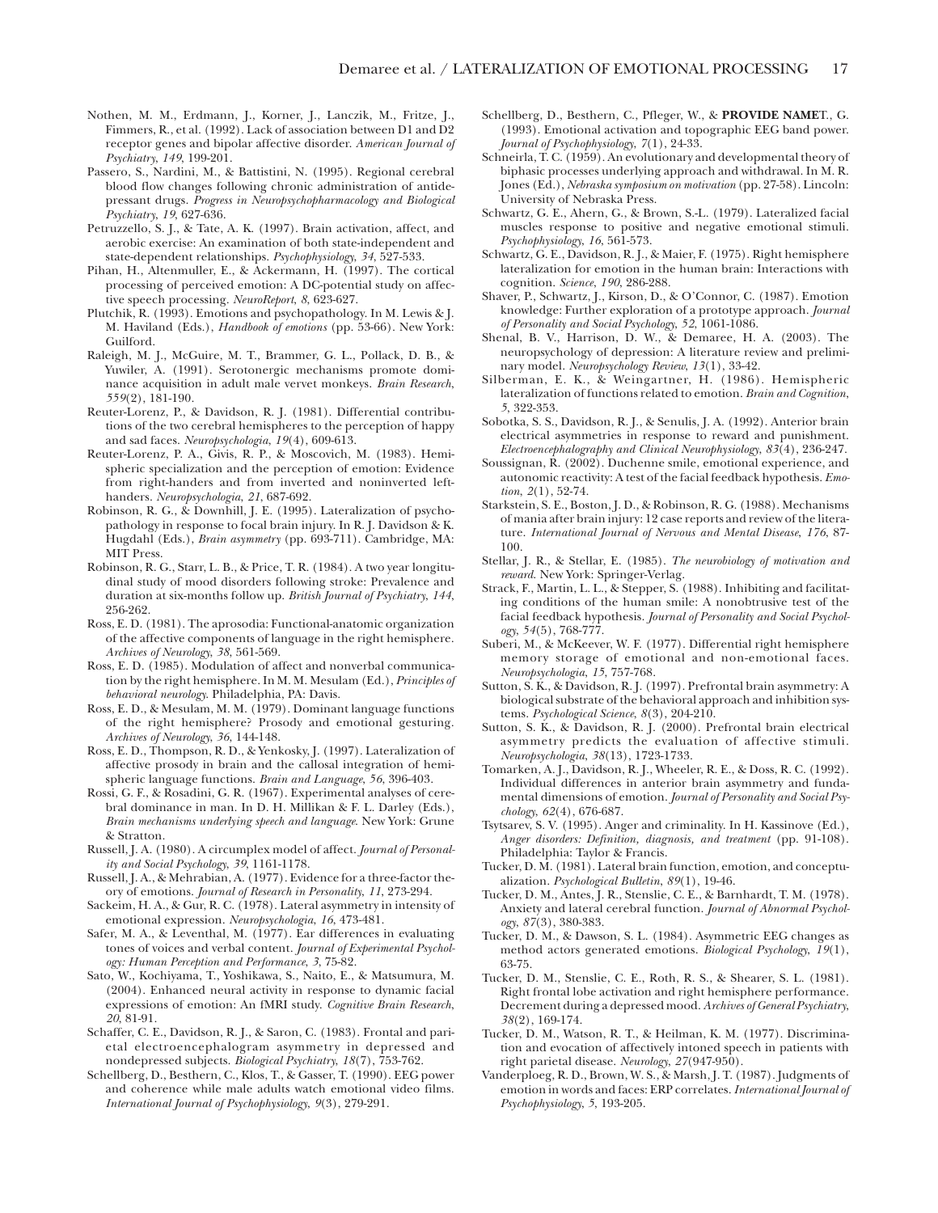Nothen, M. M., Erdmann, J., Korner, J., Lanczik, M., Fritze, J., Fimmers, R., et al. (1992). Lack of association between D1 and D2 receptor genes and bipolar affective disorder. *American Journal of Psychiatry*, *149*, 199-201.

Passero, S., Nardini, M., & Battistini, N. (1995). Regional cerebral blood flow changes following chronic administration of antidepressant drugs. *Progress in Neuropsychopharmacology and Biological Psychiatry*, *19*, 627-636.

Petruzzello, S. J., & Tate, A. K. (1997). Brain activation, affect, and aerobic exercise: An examination of both state-independent and state-dependent relationships. *Psychophysiology*, *34*, 527-533.

Pihan, H., Altenmuller, E., & Ackermann, H. (1997). The cortical processing of perceived emotion: A DC-potential study on affective speech processing. *NeuroReport*, *8*, 623-627.

Plutchik, R. (1993). Emotions and psychopathology. In M. Lewis & J. M. Haviland (Eds.), *Handbook of emotions* (pp. 53-66). New York: Guilford.

Raleigh, M. J., McGuire, M. T., Brammer, G. L., Pollack, D. B., & Yuwiler, A. (1991). Serotonergic mechanisms promote dominance acquisition in adult male vervet monkeys. *Brain Research*, *559*(2), 181-190.

Reuter-Lorenz, P., & Davidson, R. J. (1981). Differential contributions of the two cerebral hemispheres to the perception of happy and sad faces. *Neuropsychologia*, *19*(4), 609-613.

Reuter-Lorenz, P. A., Givis, R. P., & Moscovich, M. (1983). Hemispheric specialization and the perception of emotion: Evidence from right-handers and from inverted and noninverted left-handers. *Neuropsychologia*, *21*, 687-692.

Robinson, R. G., & Downhill, J. E. (1995). Lateralization of psychopathology in response to focal brain injury. In R. J. Davidson & K. Hugdahl (Eds.), *Brain asymmetry* (pp. 693-711). Cambridge, MA: MIT Press.

Robinson, R. G., Starr, L. B., & Price, T. R. (1984). A two year longitudinal study of mood disorders following stroke: Prevalence and duration at six-months follow up. *British Journal of Psychiatry*, *144*, 256-262.

Ross, E. D. (1981). The aprosodia: Functional-anatomic organization of the affective components of language in the right hemisphere. *Archives of Neurology*, *38*, 561-569.

Ross, E. D. (1985). Modulation of affect and nonverbal communication by the right hemisphere. In M. M. Mesulam (Ed.), *Principles of behavioral neurology*. Philadelphia, PA: Davis.

Ross, E. D., & Mesulam, M. M. (1979). Dominant language functions of the right hemisphere? Prosody and emotional gesturing. *Archives of Neurology*, *36*, 144-148.

Ross, E. D., Thompson, R. D., & Yenkosky, J. (1997). Lateralization of affective prosody in brain and the callosal integration of hemispheric language functions. *Brain and Language*, *56*, 396-403.

Rossi, G. F., & Rosadini, G. R. (1967). Experimental analyses of cerebral dominance in man. In D. H. Millikan & F. L. Darley (Eds.), *Brain mechanisms underlying speech and language*. New York: Grune & Stratton.

Russell, J. A. (1980). A circumplex model of affect. *Journal of Personality and Social Psychology*, *39*, 1161-1178.

Russell, J. A., & Mehrabian, A. (1977). Evidence for a three-factor theory of emotions. *Journal of Research in Personality*, *11*, 273-294.

Sackeim, H. A., & Gur, R. C. (1978). Lateral asymmetry in intensity of emotional expression. *Neuropsychologia*, *16*, 473-481.

Safer, M. A., & Leventhal, M. (1977). Ear differences in evaluating tones of voices and verbal content. *Journal of Experimental Psychology: Human Perception and Performance*, *3*, 75-82.

Sato, W., Kochiyama, T., Yoshikawa, S., Naito, E., & Matsumura, M. (2004). Enhanced neural activity in response to dynamic facial expressions of emotion: An fMRI study. *Cognitive Brain Research*, *20*, 81-91.

Schaffer, C. E., Davidson, R. J., & Saron, C. (1983). Frontal and parietal electroencephalogram asymmetry in depressed and nondepressed subjects. *Biological Psychiatry*, *18*(7), 753-762.

Schellberg, D., Besthern, C., Klos, T., & Gasser, T. (1990). EEG power and coherence while male adults watch emotional video films. *International Journal of Psychophysiology*, *9*(3), 279-291.

Schellberg, D., Besthern, C., Pfleger, W., & **PROVIDE NAME**T., G. (1993). Emotional activation and topographic EEG band power. *Journal of Psychophysiology*, *7*(1), 24-33.

Schneirla, T. C. (1959). An evolutionary and developmental theory of biphasic processes underlying approach and withdrawal. In M. R. Jones (Ed.), *Nebraska symposium on motivation* (pp. 27-58). Lincoln: University of Nebraska Press.

Schwartz, G. E., Ahern, G., & Brown, S.-L. (1979). Lateralized facial muscles response to positive and negative emotional stimuli. *Psychophysiology*, *16*, 561-573.

Schwartz, G. E., Davidson, R. J., & Maier, F. (1975). Right hemisphere lateralization for emotion in the human brain: Interactions with cognition. *Science*, *190*, 286-288.

Shaver, P., Schwartz, J., Kirson, D., & O'Connor, C. (1987). Emotion knowledge: Further exploration of a prototype approach. *Journal of Personality and Social Psychology*, *52*, 1061-1086.

Shenal, B. V., Harrison, D. W., & Demaree, H. A. (2003). The neuropsychology of depression: A literature review and preliminary model. *Neuropsychology Review*, *13*(1), 33-42.

Silberman, E. K., & Weingartner, H. (1986). Hemispheric lateralization of functions related to emotion. *Brain and Cognition*, *5*, 322-353.

Sobotka, S. S., Davidson, R. J., & Senulis, J. A. (1992). Anterior brain electrical asymmetries in response to reward and punishment. *Electroencephalography and Clinical Neurophysiology*, *83*(4), 236-247.

Soussignan, R. (2002). Duchenne smile, emotional experience, and autonomic reactivity: A test of the facial feedback hypothesis. *Emotion*, *2*(1), 52-74.

Starkstein, S. E., Boston, J. D., & Robinson, R. G. (1988). Mechanisms of mania after brain injury: 12 case reports and review of the literature. *International Journal of Nervous and Mental Disease*, *176*, 87-100.

Stellar, J. R., & Stellar, E. (1985). *The neurobiology of motivation and reward*. New York: Springer-Verlag.

Strack, F., Martin, L. L., & Stepper, S. (1988). Inhibiting and facilitating conditions of the human smile: A nonobtrusive test of the facial feedback hypothesis. *Journal of Personality and Social Psychology*, *54*(5), 768-777.

Suberi, M., & McKeever, W. F. (1977). Differential right hemisphere memory storage of emotional and non-emotional faces. *Neuropsychologia*, *15*, 757-768.

Sutton, S. K., & Davidson, R. J. (1997). Prefrontal brain asymmetry: A biological substrate of the behavioral approach and inhibition systems. *Psychological Science*, *8*(3), 204-210.

Sutton, S. K., & Davidson, R. J. (2000). Prefrontal brain electrical asymmetry predicts the evaluation of affective stimuli. *Neuropsychologia*, *38*(13), 1723-1733.

Tomarken, A. J., Davidson, R. J., Wheeler, R. E., & Doss, R. C. (1992). Individual differences in anterior brain asymmetry and fundamental dimensions of emotion. *Journal of Personality and Social Psychology*, *62*(4), 676-687.

Tsytsarev, S. V. (1995). Anger and criminality. In H. Kassinove (Ed.), *Anger disorders: Definition, diagnosis, and treatment* (pp. 91-108). Philadelphia: Taylor & Francis.

Tucker, D. M. (1981). Lateral brain function, emotion, and conceptualization. *Psychological Bulletin*, *89*(1), 19-46.

Tucker, D. M., Antes, J. R., Stenslie, C. E., & Barnhardt, T. M. (1978). Anxiety and lateral cerebral function. *Journal of Abnormal Psychology*, *87*(3), 380-383.

Tucker, D. M., & Dawson, S. L. (1984). Asymmetric EEG changes as method actors generated emotions. *Biological Psychology*, *19*(1), 63-75.

Tucker, D. M., Stenslie, C. E., Roth, R. S., & Shearer, S. L. (1981). Right frontal lobe activation and right hemisphere performance. Decrement during a depressed mood. *Archives of General Psychiatry*, *38*(2), 169-174.

Tucker, D. M., Watson, R. T., & Heilman, K. M. (1977). Discrimination and evocation of affectively intoned speech in patients with right parietal disease. *Neurology*, *27*(947-950).

Vanderploeg, R. D., Brown, W. S., & Marsh, J. T. (1987). Judgments of emotion in words and faces: ERP correlates. *International Journal of Psychophysiology*, *5*, 193-205.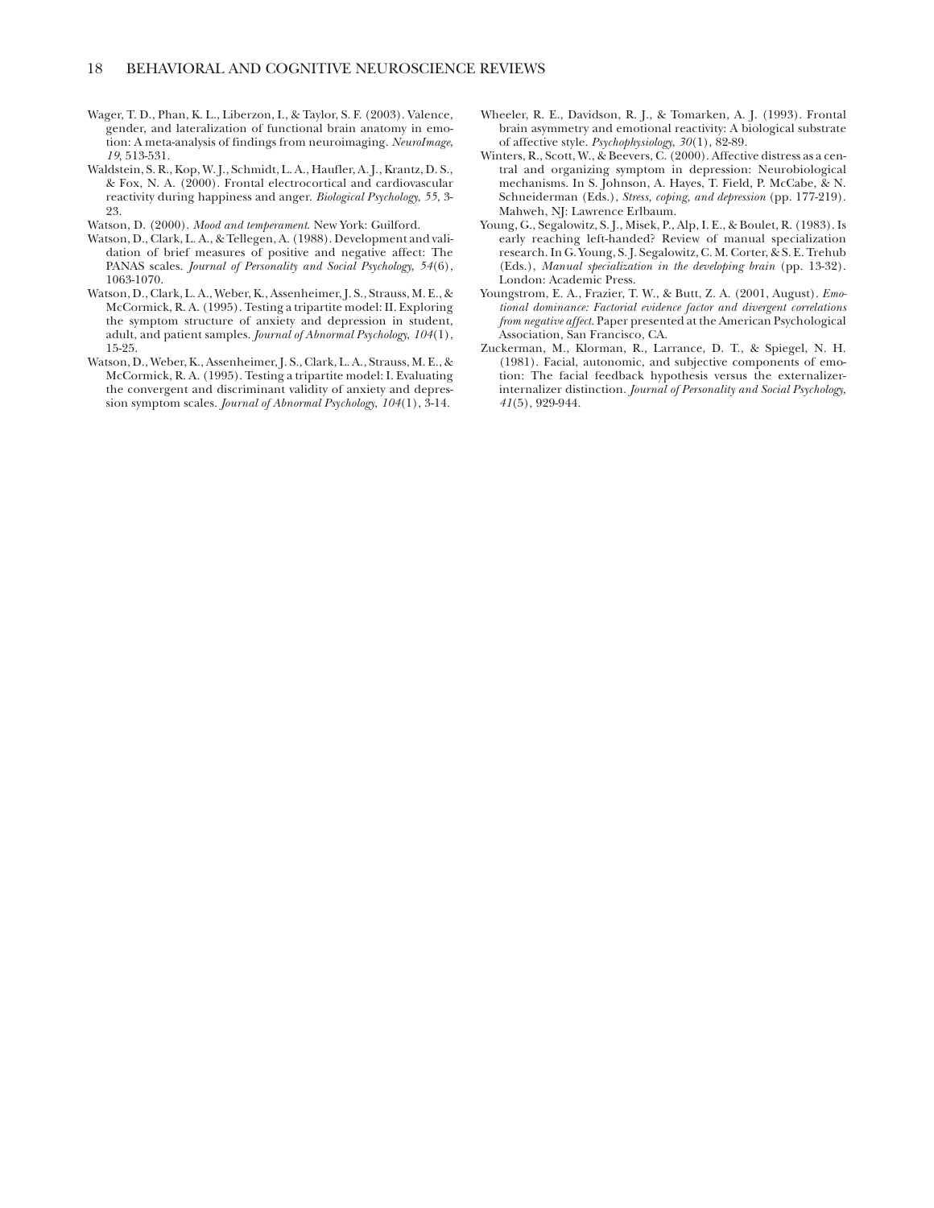Wager, T. D., Phan, K. L., Liberzon, I., & Taylor, S. F. (2003). Valence, gender, and lateralization of functional brain anatomy in emotion: A meta-analysis of findings from neuroimaging. *NeuroImage*, *19*, 513-531.

Waldstein, S. R., Kop, W. J., Schmidt, L. A., Haufler, A. J., Krantz, D. S., & Fox, N. A. (2000). Frontal electrocortical and cardiovascular reactivity during happiness and anger. *Biological Psychology*, *55*, 3-23.

Watson, D. (2000). *Mood and temperament*. New York: Guilford.

Watson, D., Clark, L. A., & Tellegen, A. (1988). Development and validation of brief measures of positive and negative affect: The PANAS scales. *Journal of Personality and Social Psychology*, *54*(6), 1063-1070.

Watson, D., Clark, L. A., Weber, K., Assenheimer, J. S., Strauss, M. E., & McCormick, R. A. (1995). Testing a tripartite model: II. Exploring the symptom structure of anxiety and depression in student, adult, and patient samples. *Journal of Abnormal Psychology*, *104*(1), 15-25.

Watson, D., Weber, K., Assenheimer, J. S., Clark, L. A., Strauss, M. E., & McCormick, R. A. (1995). Testing a tripartite model: I. Evaluating the convergent and discriminant validity of anxiety and depression symptom scales. *Journal of Abnormal Psychology*, *104*(1), 3-14.

Wheeler, R. E., Davidson, R. J., & Tomarken, A. J. (1993). Frontal brain asymmetry and emotional reactivity: A biological substrate of affective style. *Psychophysiology*, *30*(1), 82-89.

Winters, R., Scott, W., & Beevers, C. (2000). Affective distress as a central and organizing symptom in depression: Neurobiological mechanisms. In S. Johnson, A. Hayes, T. Field, P. McCabe, & N. Schneiderman (Eds.), *Stress, coping, and depression* (pp. 177-219). Mahweh, NJ: Lawrence Erlbaum.

Young, G., Segalowitz, S. J., Misek, P., Alp, I. E., & Boulet, R. (1983). Is early reaching left-handed? Review of manual specialization research. In G. Young, S. J. Segalowitz, C. M. Corter, & S. E. Trehub (Eds.), *Manual specialization in the developing brain* (pp. 13-32). London: Academic Press.

Youngstrom, E. A., Frazier, T. W., & Butt, Z. A. (2001, August). *Emotional dominance: Factorial evidence factor and divergent correlations from negative affect*. Paper presented at the American Psychological Association, San Francisco, CA.

Zuckerman, M., Klorman, R., Larrance, D. T., & Spiegel, N. H. (1981). Facial, autonomic, and subjective components of emotion: The facial feedback hypothesis versus the externalizer-internalizer distinction. *Journal of Personality and Social Psychology*, *41*(5), 929-944.